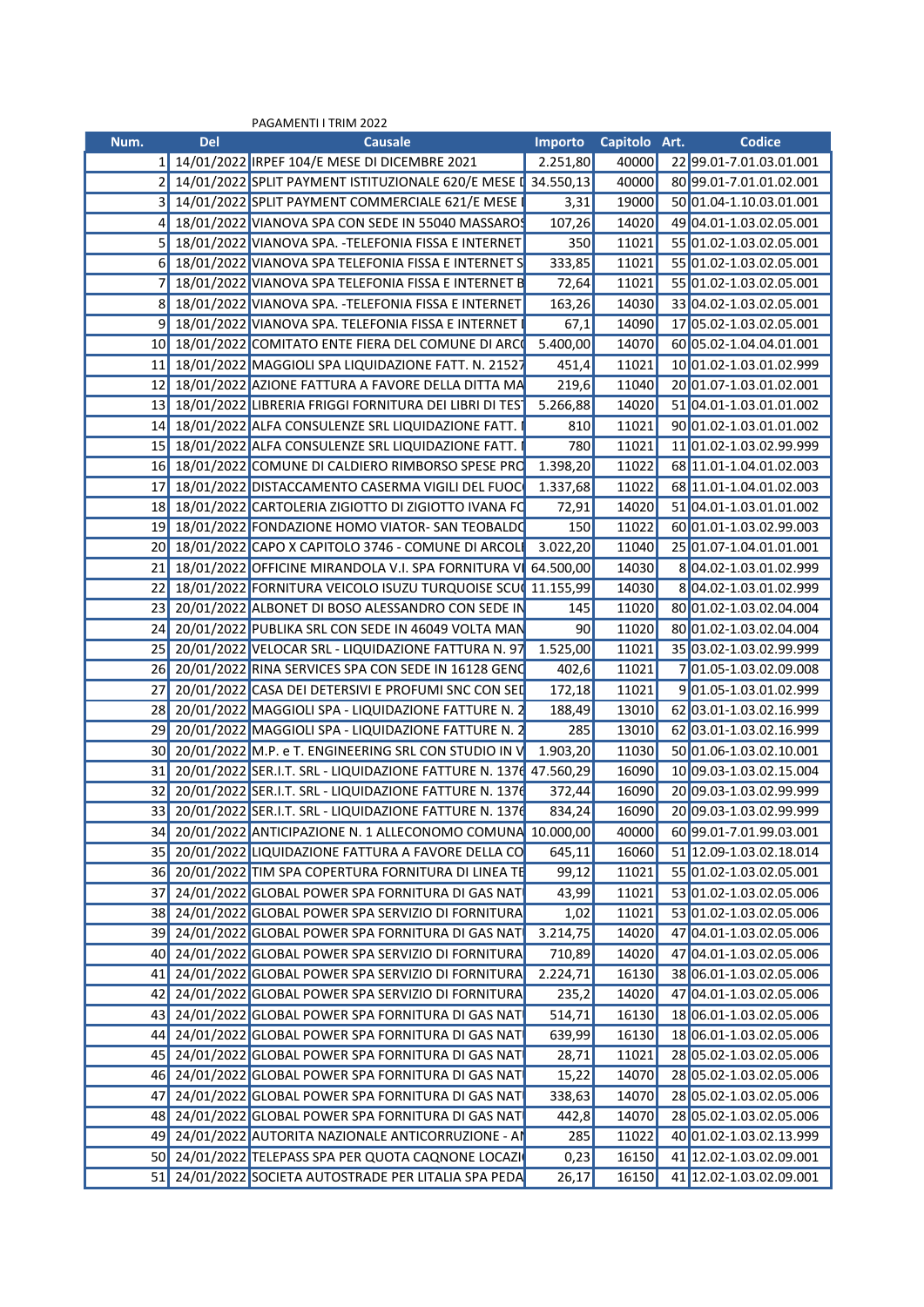PAGAMENTI I TRIM 2022

| Num. | Del | Causale | Importo | Capitolo | Art. | Codice |
|---|---|---|---|---|---|---|
| 1 | 14/01/2022 | IRPEF 104/E MESE DI DICEMBRE 2021 | 2.251,80 | 40000 | 22 | 99.01-7.01.03.01.001 |
| 2 | 14/01/2022 | SPLIT PAYMENT ISTITUZIONALE 620/E MESE D | 34.550,13 | 40000 | 80 | 99.01-7.01.01.02.001 |
| 3 | 14/01/2022 | SPLIT PAYMENT COMMERCIALE 621/E MESE D | 3,31 | 19000 | 50 | 01.04-1.10.03.01.001 |
| 4 | 18/01/2022 | VIANOVA SPA CON SEDE IN 55040 MASSAROS | 107,26 | 14020 | 49 | 04.01-1.03.02.05.001 |
| 5 | 18/01/2022 | VIANOVA SPA. -TELEFONIA FISSA E INTERNET | 350 | 11021 | 55 | 01.02-1.03.02.05.001 |
| 6 | 18/01/2022 | VIANOVA SPA TELEFONIA FISSA E INTERNET S | 333,85 | 11021 | 55 | 01.02-1.03.02.05.001 |
| 7 | 18/01/2022 | VIANOVA SPA TELEFONIA FISSA E INTERNET B | 72,64 | 11021 | 55 | 01.02-1.03.02.05.001 |
| 8 | 18/01/2022 | VIANOVA SPA. -TELEFONIA FISSA E INTERNET | 163,26 | 14030 | 33 | 04.02-1.03.02.05.001 |
| 9 | 18/01/2022 | VIANOVA SPA. TELEFONIA FISSA E INTERNET I | 67,1 | 14090 | 17 | 05.02-1.03.02.05.001 |
| 10 | 18/01/2022 | COMITATO ENTE FIERA DEL COMUNE DI ARCO | 5.400,00 | 14070 | 60 | 05.02-1.04.04.01.001 |
| 11 | 18/01/2022 | MAGGIOLI SPA LIQUIDAZIONE FATT. N. 21527 | 451,4 | 11021 | 10 | 01.02-1.03.01.02.999 |
| 12 | 18/01/2022 | AZIONE FATTURA A FAVORE DELLA DITTA MA | 219,6 | 11040 | 20 | 01.07-1.03.01.02.001 |
| 13 | 18/01/2022 | LIBRERIA FRIGGI FORNITURA DEI LIBRI DI TEST | 5.266,88 | 14020 | 51 | 04.01-1.03.01.01.002 |
| 14 | 18/01/2022 | ALFA CONSULENZE SRL LIQUIDAZIONE FATT. I | 810 | 11021 | 90 | 01.02-1.03.01.01.002 |
| 15 | 18/01/2022 | ALFA CONSULENZE SRL LIQUIDAZIONE FATT. I | 780 | 11021 | 11 | 01.02-1.03.02.99.999 |
| 16 | 18/01/2022 | COMUNE DI CALDIERO RIMBORSO SPESE PRO | 1.398,20 | 11022 | 68 | 11.01-1.04.01.02.003 |
| 17 | 18/01/2022 | DISTACCAMENTO CASERMA VIGILI DEL FUOCO | 1.337,68 | 11022 | 68 | 11.01-1.04.01.02.003 |
| 18 | 18/01/2022 | CARTOLERIA ZIGIOTTO DI ZIGIOTTO IVANA FO | 72,91 | 14020 | 51 | 04.01-1.03.01.01.002 |
| 19 | 18/01/2022 | FONDAZIONE HOMO VIATOR- SAN TEOBALDO | 150 | 11022 | 60 | 01.01-1.03.02.99.003 |
| 20 | 18/01/2022 | CAPO X CAPITOLO 3746 - COMUNE DI ARCOLI | 3.022,20 | 11040 | 25 | 01.07-1.04.01.01.001 |
| 21 | 18/01/2022 | OFFICINE MIRANDOLA V.I. SPA FORNITURA VE | 64.500,00 | 14030 | 8 | 04.02-1.03.01.02.999 |
| 22 | 18/01/2022 | FORNITURA VEICOLO ISUZU TURQUOISE SCUO | 11.155,99 | 14030 | 8 | 04.02-1.03.01.02.999 |
| 23 | 20/01/2022 | ALBONET DI BOSO ALESSANDRO CON SEDE IN | 145 | 11020 | 80 | 01.02-1.03.02.04.004 |
| 24 | 20/01/2022 | PUBLIKA SRL CON SEDE IN 46049 VOLTA MAN | 90 | 11020 | 80 | 01.02-1.03.02.04.004 |
| 25 | 20/01/2022 | VELOCAR SRL - LIQUIDAZIONE FATTURA N. 97 | 1.525,00 | 11021 | 35 | 03.02-1.03.02.99.999 |
| 26 | 20/01/2022 | RINA SERVICES SPA CON SEDE IN 16128 GENO | 402,6 | 11021 | 7 | 01.05-1.03.02.09.008 |
| 27 | 20/01/2022 | CASA DEI DETERSIVI E PROFUMI SNC CON SED | 172,18 | 11021 | 9 | 01.05-1.03.01.02.999 |
| 28 | 20/01/2022 | MAGGIOLI SPA - LIQUIDAZIONE FATTURE N. 2 | 188,49 | 13010 | 62 | 03.01-1.03.02.16.999 |
| 29 | 20/01/2022 | MAGGIOLI SPA - LIQUIDAZIONE FATTURE N. 2 | 285 | 13010 | 62 | 03.01-1.03.02.16.999 |
| 30 | 20/01/2022 | M.P. e T. ENGINEERING SRL CON STUDIO IN V | 1.903,20 | 11030 | 50 | 01.06-1.03.02.10.001 |
| 31 | 20/01/2022 | SER.I.T. SRL - LIQUIDAZIONE FATTURE N. 1376 | 47.560,29 | 16090 | 10 | 09.03-1.03.02.15.004 |
| 32 | 20/01/2022 | SER.I.T. SRL - LIQUIDAZIONE FATTURE N. 1376 | 372,44 | 16090 | 20 | 09.03-1.03.02.99.999 |
| 33 | 20/01/2022 | SER.I.T. SRL - LIQUIDAZIONE FATTURE N. 1376 | 834,24 | 16090 | 20 | 09.03-1.03.02.99.999 |
| 34 | 20/01/2022 | ANTICIPAZIONE N. 1 ALLECONOMO COMUNA | 10.000,00 | 40000 | 60 | 99.01-7.01.99.03.001 |
| 35 | 20/01/2022 | LIQUIDAZIONE FATTURA A FAVORE DELLA CO | 645,11 | 16060 | 51 | 12.09-1.03.02.18.014 |
| 36 | 20/01/2022 | TIM SPA COPERTURA FORNITURA DI LINEA TE | 99,12 | 11021 | 55 | 01.02-1.03.02.05.001 |
| 37 | 24/01/2022 | GLOBAL POWER SPA FORNITURA DI GAS NAT | 43,99 | 11021 | 53 | 01.02-1.03.02.05.006 |
| 38 | 24/01/2022 | GLOBAL POWER SPA SERVIZIO DI FORNITURA | 1,02 | 11021 | 53 | 01.02-1.03.02.05.006 |
| 39 | 24/01/2022 | GLOBAL POWER SPA FORNITURA DI GAS NAT | 3.214,75 | 14020 | 47 | 04.01-1.03.02.05.006 |
| 40 | 24/01/2022 | GLOBAL POWER SPA SERVIZIO DI FORNITURA | 710,89 | 14020 | 47 | 04.01-1.03.02.05.006 |
| 41 | 24/01/2022 | GLOBAL POWER SPA SERVIZIO DI FORNITURA | 2.224,71 | 16130 | 38 | 06.01-1.03.02.05.006 |
| 42 | 24/01/2022 | GLOBAL POWER SPA SERVIZIO DI FORNITURA | 235,2 | 14020 | 47 | 04.01-1.03.02.05.006 |
| 43 | 24/01/2022 | GLOBAL POWER SPA FORNITURA DI GAS NAT | 514,71 | 16130 | 18 | 06.01-1.03.02.05.006 |
| 44 | 24/01/2022 | GLOBAL POWER SPA FORNITURA DI GAS NAT | 639,99 | 16130 | 18 | 06.01-1.03.02.05.006 |
| 45 | 24/01/2022 | GLOBAL POWER SPA FORNITURA DI GAS NAT | 28,71 | 11021 | 28 | 05.02-1.03.02.05.006 |
| 46 | 24/01/2022 | GLOBAL POWER SPA FORNITURA DI GAS NAT | 15,22 | 14070 | 28 | 05.02-1.03.02.05.006 |
| 47 | 24/01/2022 | GLOBAL POWER SPA FORNITURA DI GAS NAT | 338,63 | 14070 | 28 | 05.02-1.03.02.05.006 |
| 48 | 24/01/2022 | GLOBAL POWER SPA FORNITURA DI GAS NAT | 442,8 | 14070 | 28 | 05.02-1.03.02.05.006 |
| 49 | 24/01/2022 | AUTORITA NAZIONALE ANTICORRUZIONE - AN | 285 | 11022 | 40 | 01.02-1.03.02.13.999 |
| 50 | 24/01/2022 | TELEPASS SPA PER QUOTA CAQNONE LOCAZIO | 0,23 | 16150 | 41 | 12.02-1.03.02.09.001 |
| 51 | 24/01/2022 | SOCIETA AUTOSTRADE PER LITALIA SPA PEDA | 26,17 | 16150 | 41 | 12.02-1.03.02.09.001 |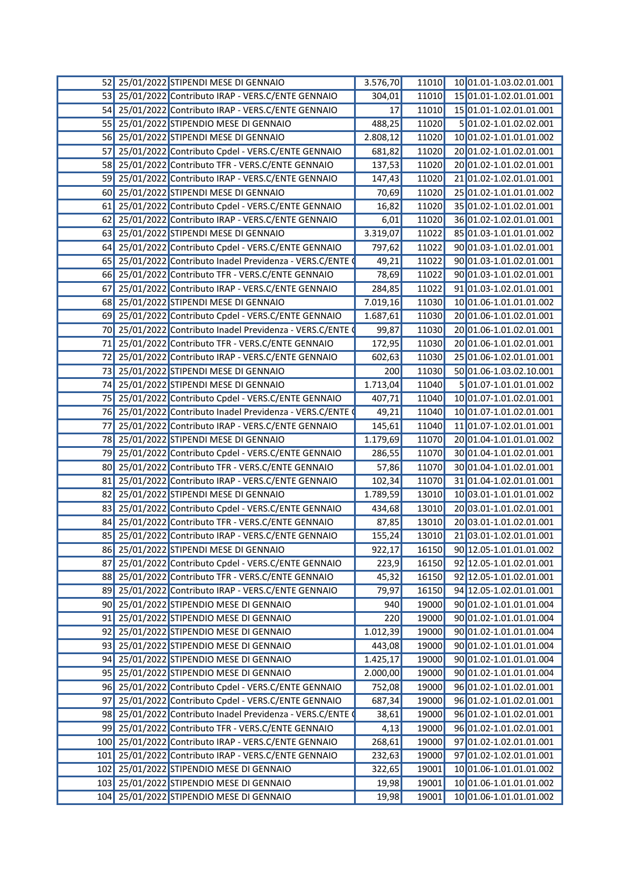| | | | | | | |
|---|---|---|---|---|---|---|
| 52 | 25/01/2022 | STIPENDI MESE DI GENNAIO | 3.576,70 | 11010 | 10 | 01.01-1.03.02.01.001 |
| 53 | 25/01/2022 | Contributo IRAP - VERS.C/ENTE GENNAIO | 304,01 | 11010 | 15 | 01.01-1.02.01.01.001 |
| 54 | 25/01/2022 | Contributo IRAP - VERS.C/ENTE GENNAIO | 17 | 11010 | 15 | 01.01-1.02.01.01.001 |
| 55 | 25/01/2022 | STIPENDIO MESE DI GENNAIO | 488,25 | 11020 | 5 | 01.02-1.01.02.02.001 |
| 56 | 25/01/2022 | STIPENDI MESE DI GENNAIO | 2.808,12 | 11020 | 10 | 01.02-1.01.01.01.002 |
| 57 | 25/01/2022 | Contributo Cpdel - VERS.C/ENTE GENNAIO | 681,82 | 11020 | 20 | 01.02-1.01.02.01.001 |
| 58 | 25/01/2022 | Contributo TFR - VERS.C/ENTE GENNAIO | 137,53 | 11020 | 20 | 01.02-1.01.02.01.001 |
| 59 | 25/01/2022 | Contributo IRAP - VERS.C/ENTE GENNAIO | 147,43 | 11020 | 21 | 01.02-1.02.01.01.001 |
| 60 | 25/01/2022 | STIPENDI MESE DI GENNAIO | 70,69 | 11020 | 25 | 01.02-1.01.01.01.002 |
| 61 | 25/01/2022 | Contributo Cpdel - VERS.C/ENTE GENNAIO | 16,82 | 11020 | 35 | 01.02-1.01.02.01.001 |
| 62 | 25/01/2022 | Contributo IRAP - VERS.C/ENTE GENNAIO | 6,01 | 11020 | 36 | 01.02-1.02.01.01.001 |
| 63 | 25/01/2022 | STIPENDI MESE DI GENNAIO | 3.319,07 | 11022 | 85 | 01.03-1.01.01.01.002 |
| 64 | 25/01/2022 | Contributo Cpdel - VERS.C/ENTE GENNAIO | 797,62 | 11022 | 90 | 01.03-1.01.02.01.001 |
| 65 | 25/01/2022 | Contributo Inadel Previdenza - VERS.C/ENTE ( | 49,21 | 11022 | 90 | 01.03-1.01.02.01.001 |
| 66 | 25/01/2022 | Contributo TFR - VERS.C/ENTE GENNAIO | 78,69 | 11022 | 90 | 01.03-1.01.02.01.001 |
| 67 | 25/01/2022 | Contributo IRAP - VERS.C/ENTE GENNAIO | 284,85 | 11022 | 91 | 01.03-1.02.01.01.001 |
| 68 | 25/01/2022 | STIPENDI MESE DI GENNAIO | 7.019,16 | 11030 | 10 | 01.06-1.01.01.01.002 |
| 69 | 25/01/2022 | Contributo Cpdel - VERS.C/ENTE GENNAIO | 1.687,61 | 11030 | 20 | 01.06-1.01.02.01.001 |
| 70 | 25/01/2022 | Contributo Inadel Previdenza - VERS.C/ENTE ( | 99,87 | 11030 | 20 | 01.06-1.01.02.01.001 |
| 71 | 25/01/2022 | Contributo TFR - VERS.C/ENTE GENNAIO | 172,95 | 11030 | 20 | 01.06-1.01.02.01.001 |
| 72 | 25/01/2022 | Contributo IRAP - VERS.C/ENTE GENNAIO | 602,63 | 11030 | 25 | 01.06-1.02.01.01.001 |
| 73 | 25/01/2022 | STIPENDI MESE DI GENNAIO | 200 | 11030 | 50 | 01.06-1.03.02.10.001 |
| 74 | 25/01/2022 | STIPENDI MESE DI GENNAIO | 1.713,04 | 11040 | 5 | 01.07-1.01.01.01.002 |
| 75 | 25/01/2022 | Contributo Cpdel - VERS.C/ENTE GENNAIO | 407,71 | 11040 | 10 | 01.07-1.01.02.01.001 |
| 76 | 25/01/2022 | Contributo Inadel Previdenza - VERS.C/ENTE ( | 49,21 | 11040 | 10 | 01.07-1.01.02.01.001 |
| 77 | 25/01/2022 | Contributo IRAP - VERS.C/ENTE GENNAIO | 145,61 | 11040 | 11 | 01.07-1.02.01.01.001 |
| 78 | 25/01/2022 | STIPENDI MESE DI GENNAIO | 1.179,69 | 11070 | 20 | 01.04-1.01.01.01.002 |
| 79 | 25/01/2022 | Contributo Cpdel - VERS.C/ENTE GENNAIO | 286,55 | 11070 | 30 | 01.04-1.01.02.01.001 |
| 80 | 25/01/2022 | Contributo TFR - VERS.C/ENTE GENNAIO | 57,86 | 11070 | 30 | 01.04-1.01.02.01.001 |
| 81 | 25/01/2022 | Contributo IRAP - VERS.C/ENTE GENNAIO | 102,34 | 11070 | 31 | 01.04-1.02.01.01.001 |
| 82 | 25/01/2022 | STIPENDI MESE DI GENNAIO | 1.789,59 | 13010 | 10 | 03.01-1.01.01.01.002 |
| 83 | 25/01/2022 | Contributo Cpdel - VERS.C/ENTE GENNAIO | 434,68 | 13010 | 20 | 03.01-1.01.02.01.001 |
| 84 | 25/01/2022 | Contributo TFR - VERS.C/ENTE GENNAIO | 87,85 | 13010 | 20 | 03.01-1.01.02.01.001 |
| 85 | 25/01/2022 | Contributo IRAP - VERS.C/ENTE GENNAIO | 155,24 | 13010 | 21 | 03.01-1.02.01.01.001 |
| 86 | 25/01/2022 | STIPENDI MESE DI GENNAIO | 922,17 | 16150 | 90 | 12.05-1.01.01.01.002 |
| 87 | 25/01/2022 | Contributo Cpdel - VERS.C/ENTE GENNAIO | 223,9 | 16150 | 92 | 12.05-1.01.02.01.001 |
| 88 | 25/01/2022 | Contributo TFR - VERS.C/ENTE GENNAIO | 45,32 | 16150 | 92 | 12.05-1.01.02.01.001 |
| 89 | 25/01/2022 | Contributo IRAP - VERS.C/ENTE GENNAIO | 79,97 | 16150 | 94 | 12.05-1.02.01.01.001 |
| 90 | 25/01/2022 | STIPENDIO MESE DI GENNAIO | 940 | 19000 | 90 | 01.02-1.01.01.01.004 |
| 91 | 25/01/2022 | STIPENDIO MESE DI GENNAIO | 220 | 19000 | 90 | 01.02-1.01.01.01.004 |
| 92 | 25/01/2022 | STIPENDIO MESE DI GENNAIO | 1.012,39 | 19000 | 90 | 01.02-1.01.01.01.004 |
| 93 | 25/01/2022 | STIPENDIO MESE DI GENNAIO | 443,08 | 19000 | 90 | 01.02-1.01.01.01.004 |
| 94 | 25/01/2022 | STIPENDIO MESE DI GENNAIO | 1.425,17 | 19000 | 90 | 01.02-1.01.01.01.004 |
| 95 | 25/01/2022 | STIPENDIO MESE DI GENNAIO | 2.000,00 | 19000 | 90 | 01.02-1.01.01.01.004 |
| 96 | 25/01/2022 | Contributo Cpdel - VERS.C/ENTE GENNAIO | 752,08 | 19000 | 96 | 01.02-1.01.02.01.001 |
| 97 | 25/01/2022 | Contributo Cpdel - VERS.C/ENTE GENNAIO | 687,34 | 19000 | 96 | 01.02-1.01.02.01.001 |
| 98 | 25/01/2022 | Contributo Inadel Previdenza - VERS.C/ENTE ( | 38,61 | 19000 | 96 | 01.02-1.01.02.01.001 |
| 99 | 25/01/2022 | Contributo TFR - VERS.C/ENTE GENNAIO | 4,13 | 19000 | 96 | 01.02-1.01.02.01.001 |
| 100 | 25/01/2022 | Contributo IRAP - VERS.C/ENTE GENNAIO | 268,61 | 19000 | 97 | 01.02-1.02.01.01.001 |
| 101 | 25/01/2022 | Contributo IRAP - VERS.C/ENTE GENNAIO | 232,63 | 19000 | 97 | 01.02-1.02.01.01.001 |
| 102 | 25/01/2022 | STIPENDIO MESE DI GENNAIO | 322,65 | 19001 | 10 | 01.06-1.01.01.01.002 |
| 103 | 25/01/2022 | STIPENDIO MESE DI GENNAIO | 19,98 | 19001 | 10 | 01.06-1.01.01.01.002 |
| 104 | 25/01/2022 | STIPENDIO MESE DI GENNAIO | 19,98 | 19001 | 10 | 01.06-1.01.01.01.002 |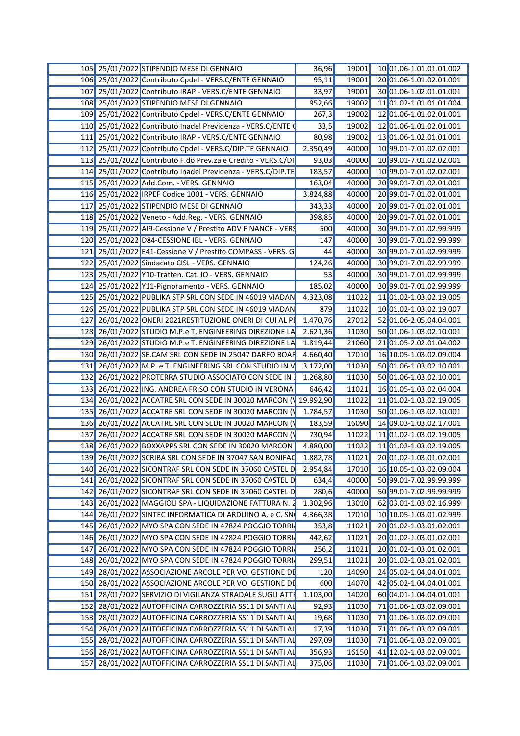| | | | | | | |
|---|---|---|---|---|---|---|
| 105 | 25/01/2022 | STIPENDIO MESE DI GENNAIO | 36,96 | 19001 | 10 | 01.06-1.01.01.01.002 |
| 106 | 25/01/2022 | Contributo Cpdel - VERS.C/ENTE GENNAIO | 95,11 | 19001 | 20 | 01.06-1.01.02.01.001 |
| 107 | 25/01/2022 | Contributo IRAP - VERS.C/ENTE GENNAIO | 33,97 | 19001 | 30 | 01.06-1.02.01.01.001 |
| 108 | 25/01/2022 | STIPENDIO MESE DI GENNAIO | 952,66 | 19002 | 11 | 01.02-1.01.01.01.004 |
| 109 | 25/01/2022 | Contributo Cpdel - VERS.C/ENTE GENNAIO | 267,3 | 19002 | 12 | 01.06-1.01.02.01.001 |
| 110 | 25/01/2022 | Contributo Inadel Previdenza - VERS.C/ENTE ( | 33,5 | 19002 | 12 | 01.06-1.01.02.01.001 |
| 111 | 25/01/2022 | Contributo IRAP - VERS.C/ENTE GENNAIO | 80,98 | 19002 | 13 | 01.06-1.02.01.01.001 |
| 112 | 25/01/2022 | Contributo Cpdel - VERS.C/DIP.TE GENNAIO | 2.350,49 | 40000 | 10 | 99.01-7.01.02.02.001 |
| 113 | 25/01/2022 | Contributo F.do Prev.za e Credito - VERS.C/DI | 93,03 | 40000 | 10 | 99.01-7.01.02.02.001 |
| 114 | 25/01/2022 | Contributo Inadel Previdenza - VERS.C/DIP.TE | 183,57 | 40000 | 10 | 99.01-7.01.02.02.001 |
| 115 | 25/01/2022 | Add.Com. - VERS. GENNAIO | 163,04 | 40000 | 20 | 99.01-7.01.02.01.001 |
| 116 | 25/01/2022 | IRPEF Codice 1001 - VERS. GENNAIO | 3.824,88 | 40000 | 20 | 99.01-7.01.02.01.001 |
| 117 | 25/01/2022 | STIPENDIO MESE DI GENNAIO | 343,33 | 40000 | 20 | 99.01-7.01.02.01.001 |
| 118 | 25/01/2022 | Veneto - Add.Reg. - VERS. GENNAIO | 398,85 | 40000 | 20 | 99.01-7.01.02.01.001 |
| 119 | 25/01/2022 | AI9-Cessione V / Prestito ADV FINANCE - VER | 500 | 40000 | 30 | 99.01-7.01.02.99.999 |
| 120 | 25/01/2022 | D84-CESSIONE IBL - VERS. GENNAIO | 147 | 40000 | 30 | 99.01-7.01.02.99.999 |
| 121 | 25/01/2022 | E41-Cessione V / Prestito COMPASS - VERS. G | 44 | 40000 | 30 | 99.01-7.01.02.99.999 |
| 122 | 25/01/2022 | Sindacato CISL - VERS. GENNAIO | 124,26 | 40000 | 30 | 99.01-7.01.02.99.999 |
| 123 | 25/01/2022 | Y10-Tratten. Cat. IO - VERS. GENNAIO | 53 | 40000 | 30 | 99.01-7.01.02.99.999 |
| 124 | 25/01/2022 | Y11-Pignoramento - VERS. GENNAIO | 185,02 | 40000 | 30 | 99.01-7.01.02.99.999 |
| 125 | 25/01/2022 | PUBLIKA STP SRL CON SEDE IN 46019 VIADAN | 4.323,08 | 11022 | 11 | 01.02-1.03.02.19.005 |
| 126 | 25/01/2022 | PUBLIKA STP SRL CON SEDE IN 46019 VIADAN | 879 | 11022 | 10 | 01.02-1.03.02.19.007 |
| 127 | 26/01/2022 | ONERI 2021RESTITUZIONE ONERI DI CUI AL P | 1.470,76 | 27012 | 52 | 01.06-2.05.04.04.001 |
| 128 | 26/01/2022 | STUDIO M.P.e T. ENGINEERING DIREZIONE LA | 2.621,36 | 11030 | 50 | 01.06-1.03.02.10.001 |
| 129 | 26/01/2022 | STUDIO M.P.e T. ENGINEERING DIREZIONE LA | 1.819,44 | 21060 | 21 | 01.05-2.02.01.04.002 |
| 130 | 26/01/2022 | SE.CAM SRL CON SEDE IN 25047 DARFO BOAF | 4.660,40 | 17010 | 16 | 10.05-1.03.02.09.004 |
| 131 | 26/01/2022 | M.P. e T. ENGINEERING SRL CON STUDIO IN V | 3.172,00 | 11030 | 50 | 01.06-1.03.02.10.001 |
| 132 | 26/01/2022 | PROTERRA STUDIO ASSOCIATO CON SEDE IN | 1.268,80 | 11030 | 50 | 01.06-1.03.02.10.001 |
| 133 | 26/01/2022 | ING. ANDREA FRISO CON STUDIO IN VERONA | 646,42 | 11021 | 16 | 01.05-1.03.02.04.004 |
| 134 | 26/01/2022 | ACCATRE SRL CON SEDE IN 30020 MARCON (\ | 19.992,90 | 11022 | 11 | 01.02-1.03.02.19.005 |
| 135 | 26/01/2022 | ACCATRE SRL CON SEDE IN 30020 MARCON (\ | 1.784,57 | 11030 | 50 | 01.06-1.03.02.10.001 |
| 136 | 26/01/2022 | ACCATRE SRL CON SEDE IN 30020 MARCON (\ | 183,59 | 16090 | 14 | 09.03-1.03.02.17.001 |
| 137 | 26/01/2022 | ACCATRE SRL CON SEDE IN 30020 MARCON (\ | 730,94 | 11022 | 11 | 01.02-1.03.02.19.005 |
| 138 | 26/01/2022 | BOXXAPPS SRL CON SEDE IN 30020 MARCON | 4.880,00 | 11022 | 11 | 01.02-1.03.02.19.005 |
| 139 | 26/01/2022 | SCRIBA SRL CON SEDE IN 37047 SAN BONIFAC | 1.882,78 | 11021 | 20 | 01.02-1.03.01.02.001 |
| 140 | 26/01/2022 | SICONTRAF SRL CON SEDE IN 37060 CASTEL D | 2.954,84 | 17010 | 16 | 10.05-1.03.02.09.004 |
| 141 | 26/01/2022 | SICONTRAF SRL CON SEDE IN 37060 CASTEL D | 634,4 | 40000 | 50 | 99.01-7.02.99.99.999 |
| 142 | 26/01/2022 | SICONTRAF SRL CON SEDE IN 37060 CASTEL D | 280,6 | 40000 | 50 | 99.01-7.02.99.99.999 |
| 143 | 26/01/2022 | MAGGIOLI SPA - LIQUIDAZIONE FATTURA N. 2 | 1.302,96 | 13010 | 62 | 03.01-1.03.02.16.999 |
| 144 | 26/01/2022 | SINTEC INFORMATICA DI ARDUINO A. e C. SN | 4.366,38 | 17010 | 10 | 10.05-1.03.01.02.999 |
| 145 | 26/01/2022 | MYO SPA CON SEDE IN 47824 POGGIO TORRI | 353,8 | 11021 | 20 | 01.02-1.03.01.02.001 |
| 146 | 26/01/2022 | MYO SPA CON SEDE IN 47824 POGGIO TORRI | 442,62 | 11021 | 20 | 01.02-1.03.01.02.001 |
| 147 | 26/01/2022 | MYO SPA CON SEDE IN 47824 POGGIO TORRI | 256,2 | 11021 | 20 | 01.02-1.03.01.02.001 |
| 148 | 26/01/2022 | MYO SPA CON SEDE IN 47824 POGGIO TORRI | 299,51 | 11021 | 20 | 01.02-1.03.01.02.001 |
| 149 | 28/01/2022 | ASSOCIAZIONE ARCOLE PER VOI GESTIONE DE | 120 | 14090 | 24 | 05.02-1.04.04.01.001 |
| 150 | 28/01/2022 | ASSOCIAZIONE ARCOLE PER VOI GESTIONE DE | 600 | 14070 | 42 | 05.02-1.04.04.01.001 |
| 151 | 28/01/2022 | SERVIZIO DI VIGILANZA STRADALE SUGLI ATTI | 1.103,00 | 14020 | 60 | 04.01-1.04.04.01.001 |
| 152 | 28/01/2022 | AUTOFFICINA CARROZZERIA SS11 DI SANTI AL | 92,93 | 11030 | 71 | 01.06-1.03.02.09.001 |
| 153 | 28/01/2022 | AUTOFFICINA CARROZZERIA SS11 DI SANTI AL | 19,68 | 11030 | 71 | 01.06-1.03.02.09.001 |
| 154 | 28/01/2022 | AUTOFFICINA CARROZZERIA SS11 DI SANTI AL | 17,39 | 11030 | 71 | 01.06-1.03.02.09.001 |
| 155 | 28/01/2022 | AUTOFFICINA CARROZZERIA SS11 DI SANTI AL | 297,09 | 11030 | 71 | 01.06-1.03.02.09.001 |
| 156 | 28/01/2022 | AUTOFFICINA CARROZZERIA SS11 DI SANTI AL | 356,93 | 16150 | 41 | 12.02-1.03.02.09.001 |
| 157 | 28/01/2022 | AUTOFFICINA CARROZZERIA SS11 DI SANTI AL | 375,06 | 11030 | 71 | 01.06-1.03.02.09.001 |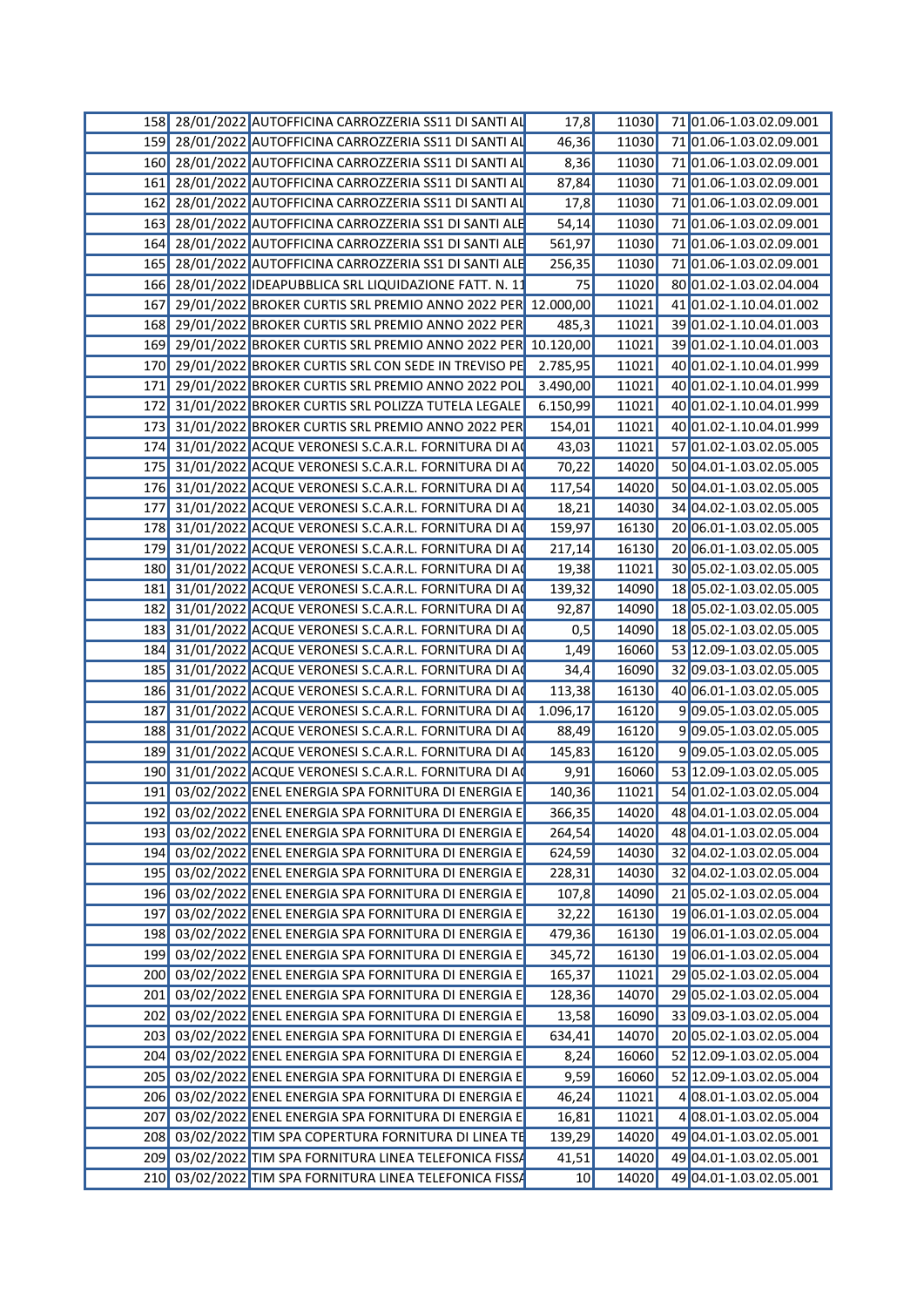| | | | | | | |
|---|---|---|---|---|---|---|
| 158 | 28/01/2022 | AUTOFFICINA CARROZZERIA SS11 DI SANTI AL | 17,8 | 11030 | 71 | 01.06-1.03.02.09.001 |
| 159 | 28/01/2022 | AUTOFFICINA CARROZZERIA SS11 DI SANTI AL | 46,36 | 11030 | 71 | 01.06-1.03.02.09.001 |
| 160 | 28/01/2022 | AUTOFFICINA CARROZZERIA SS11 DI SANTI AL | 8,36 | 11030 | 71 | 01.06-1.03.02.09.001 |
| 161 | 28/01/2022 | AUTOFFICINA CARROZZERIA SS11 DI SANTI AL | 87,84 | 11030 | 71 | 01.06-1.03.02.09.001 |
| 162 | 28/01/2022 | AUTOFFICINA CARROZZERIA SS11 DI SANTI AL | 17,8 | 11030 | 71 | 01.06-1.03.02.09.001 |
| 163 | 28/01/2022 | AUTOFFICINA CARROZZERIA SS1 DI SANTI ALE | 54,14 | 11030 | 71 | 01.06-1.03.02.09.001 |
| 164 | 28/01/2022 | AUTOFFICINA CARROZZERIA SS1 DI SANTI ALE | 561,97 | 11030 | 71 | 01.06-1.03.02.09.001 |
| 165 | 28/01/2022 | AUTOFFICINA CARROZZERIA SS1 DI SANTI ALE | 256,35 | 11030 | 71 | 01.06-1.03.02.09.001 |
| 166 | 28/01/2022 | IDEAPUBBLICA SRL LIQUIDAZIONE FATT. N. 11 | 75 | 11020 | 80 | 01.02-1.03.02.04.004 |
| 167 | 29/01/2022 | BROKER CURTIS SRL PREMIO ANNO 2022 PER | 12.000,00 | 11021 | 41 | 01.02-1.10.04.01.002 |
| 168 | 29/01/2022 | BROKER CURTIS SRL PREMIO ANNO 2022 PER | 485,3 | 11021 | 39 | 01.02-1.10.04.01.003 |
| 169 | 29/01/2022 | BROKER CURTIS SRL PREMIO ANNO 2022 PER | 10.120,00 | 11021 | 39 | 01.02-1.10.04.01.003 |
| 170 | 29/01/2022 | BROKER CURTIS SRL CON SEDE IN TREVISO PE | 2.785,95 | 11021 | 40 | 01.02-1.10.04.01.999 |
| 171 | 29/01/2022 | BROKER CURTIS SRL PREMIO ANNO 2022 POL | 3.490,00 | 11021 | 40 | 01.02-1.10.04.01.999 |
| 172 | 31/01/2022 | BROKER CURTIS SRL POLIZZA TUTELA LEGALE | 6.150,99 | 11021 | 40 | 01.02-1.10.04.01.999 |
| 173 | 31/01/2022 | BROKER CURTIS SRL PREMIO ANNO 2022 PER | 154,01 | 11021 | 40 | 01.02-1.10.04.01.999 |
| 174 | 31/01/2022 | ACQUE VERONESI S.C.A.R.L. FORNITURA DI AC | 43,03 | 11021 | 57 | 01.02-1.03.02.05.005 |
| 175 | 31/01/2022 | ACQUE VERONESI S.C.A.R.L. FORNITURA DI AC | 70,22 | 14020 | 50 | 04.01-1.03.02.05.005 |
| 176 | 31/01/2022 | ACQUE VERONESI S.C.A.R.L. FORNITURA DI AC | 117,54 | 14020 | 50 | 04.01-1.03.02.05.005 |
| 177 | 31/01/2022 | ACQUE VERONESI S.C.A.R.L. FORNITURA DI AC | 18,21 | 14030 | 34 | 04.02-1.03.02.05.005 |
| 178 | 31/01/2022 | ACQUE VERONESI S.C.A.R.L. FORNITURA DI AC | 159,97 | 16130 | 20 | 06.01-1.03.02.05.005 |
| 179 | 31/01/2022 | ACQUE VERONESI S.C.A.R.L. FORNITURA DI AC | 217,14 | 16130 | 20 | 06.01-1.03.02.05.005 |
| 180 | 31/01/2022 | ACQUE VERONESI S.C.A.R.L. FORNITURA DI AC | 19,38 | 11021 | 30 | 05.02-1.03.02.05.005 |
| 181 | 31/01/2022 | ACQUE VERONESI S.C.A.R.L. FORNITURA DI AC | 139,32 | 14090 | 18 | 05.02-1.03.02.05.005 |
| 182 | 31/01/2022 | ACQUE VERONESI S.C.A.R.L. FORNITURA DI AC | 92,87 | 14090 | 18 | 05.02-1.03.02.05.005 |
| 183 | 31/01/2022 | ACQUE VERONESI S.C.A.R.L. FORNITURA DI AC | 0,5 | 14090 | 18 | 05.02-1.03.02.05.005 |
| 184 | 31/01/2022 | ACQUE VERONESI S.C.A.R.L. FORNITURA DI AC | 1,49 | 16060 | 53 | 12.09-1.03.02.05.005 |
| 185 | 31/01/2022 | ACQUE VERONESI S.C.A.R.L. FORNITURA DI AC | 34,4 | 16090 | 32 | 09.03-1.03.02.05.005 |
| 186 | 31/01/2022 | ACQUE VERONESI S.C.A.R.L. FORNITURA DI AC | 113,38 | 16130 | 40 | 06.01-1.03.02.05.005 |
| 187 | 31/01/2022 | ACQUE VERONESI S.C.A.R.L. FORNITURA DI AC | 1.096,17 | 16120 | 9 | 09.05-1.03.02.05.005 |
| 188 | 31/01/2022 | ACQUE VERONESI S.C.A.R.L. FORNITURA DI AC | 88,49 | 16120 | 9 | 09.05-1.03.02.05.005 |
| 189 | 31/01/2022 | ACQUE VERONESI S.C.A.R.L. FORNITURA DI AC | 145,83 | 16120 | 9 | 09.05-1.03.02.05.005 |
| 190 | 31/01/2022 | ACQUE VERONESI S.C.A.R.L. FORNITURA DI AC | 9,91 | 16060 | 53 | 12.09-1.03.02.05.005 |
| 191 | 03/02/2022 | ENEL ENERGIA SPA FORNITURA DI ENERGIA E | 140,36 | 11021 | 54 | 01.02-1.03.02.05.004 |
| 192 | 03/02/2022 | ENEL ENERGIA SPA FORNITURA DI ENERGIA E | 366,35 | 14020 | 48 | 04.01-1.03.02.05.004 |
| 193 | 03/02/2022 | ENEL ENERGIA SPA FORNITURA DI ENERGIA E | 264,54 | 14020 | 48 | 04.01-1.03.02.05.004 |
| 194 | 03/02/2022 | ENEL ENERGIA SPA FORNITURA DI ENERGIA E | 624,59 | 14030 | 32 | 04.02-1.03.02.05.004 |
| 195 | 03/02/2022 | ENEL ENERGIA SPA FORNITURA DI ENERGIA E | 228,31 | 14030 | 32 | 04.02-1.03.02.05.004 |
| 196 | 03/02/2022 | ENEL ENERGIA SPA FORNITURA DI ENERGIA E | 107,8 | 14090 | 21 | 05.02-1.03.02.05.004 |
| 197 | 03/02/2022 | ENEL ENERGIA SPA FORNITURA DI ENERGIA E | 32,22 | 16130 | 19 | 06.01-1.03.02.05.004 |
| 198 | 03/02/2022 | ENEL ENERGIA SPA FORNITURA DI ENERGIA E | 479,36 | 16130 | 19 | 06.01-1.03.02.05.004 |
| 199 | 03/02/2022 | ENEL ENERGIA SPA FORNITURA DI ENERGIA E | 345,72 | 16130 | 19 | 06.01-1.03.02.05.004 |
| 200 | 03/02/2022 | ENEL ENERGIA SPA FORNITURA DI ENERGIA E | 165,37 | 11021 | 29 | 05.02-1.03.02.05.004 |
| 201 | 03/02/2022 | ENEL ENERGIA SPA FORNITURA DI ENERGIA E | 128,36 | 14070 | 29 | 05.02-1.03.02.05.004 |
| 202 | 03/02/2022 | ENEL ENERGIA SPA FORNITURA DI ENERGIA E | 13,58 | 16090 | 33 | 09.03-1.03.02.05.004 |
| 203 | 03/02/2022 | ENEL ENERGIA SPA FORNITURA DI ENERGIA E | 634,41 | 14070 | 20 | 05.02-1.03.02.05.004 |
| 204 | 03/02/2022 | ENEL ENERGIA SPA FORNITURA DI ENERGIA E | 8,24 | 16060 | 52 | 12.09-1.03.02.05.004 |
| 205 | 03/02/2022 | ENEL ENERGIA SPA FORNITURA DI ENERGIA E | 9,59 | 16060 | 52 | 12.09-1.03.02.05.004 |
| 206 | 03/02/2022 | ENEL ENERGIA SPA FORNITURA DI ENERGIA E | 46,24 | 11021 | 4 | 08.01-1.03.02.05.004 |
| 207 | 03/02/2022 | ENEL ENERGIA SPA FORNITURA DI ENERGIA E | 16,81 | 11021 | 4 | 08.01-1.03.02.05.004 |
| 208 | 03/02/2022 | TIM SPA COPERTURA FORNITURA DI LINEA TE | 139,29 | 14020 | 49 | 04.01-1.03.02.05.001 |
| 209 | 03/02/2022 | TIM SPA FORNITURA LINEA TELEFONICA FISSA | 41,51 | 14020 | 49 | 04.01-1.03.02.05.001 |
| 210 | 03/02/2022 | TIM SPA FORNITURA LINEA TELEFONICA FISSA | 10 | 14020 | 49 | 04.01-1.03.02.05.001 |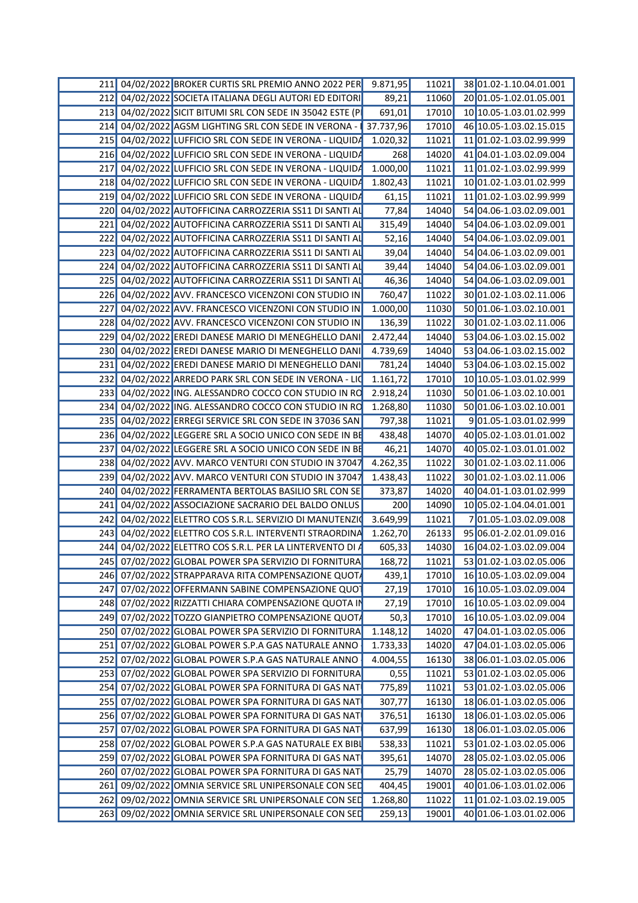| | | | | | | |
|---|---|---|---|---|---|---|
| 211 | 04/02/2022 | BROKER CURTIS SRL PREMIO ANNO 2022 PER | 9.871,95 | 11021 | 38 | 01.02-1.10.04.01.001 |
| 212 | 04/02/2022 | SOCIETA ITALIANA DEGLI AUTORI ED EDITORI | 89,21 | 11060 | 20 | 01.05-1.02.01.05.001 |
| 213 | 04/02/2022 | SICIT BITUMI SRL CON SEDE IN 35042 ESTE (P | 691,01 | 17010 | 10 | 10.05-1.03.01.02.999 |
| 214 | 04/02/2022 | AGSM LIGHTING SRL CON SEDE IN VERONA - | 37.737,96 | 17010 | 46 | 10.05-1.03.02.15.015 |
| 215 | 04/02/2022 | LUFFICIO SRL CON SEDE IN VERONA - LIQUIDA | 1.020,32 | 11021 | 11 | 01.02-1.03.02.99.999 |
| 216 | 04/02/2022 | LUFFICIO SRL CON SEDE IN VERONA - LIQUIDA | 268 | 14020 | 41 | 04.01-1.03.02.09.004 |
| 217 | 04/02/2022 | LUFFICIO SRL CON SEDE IN VERONA - LIQUIDA | 1.000,00 | 11021 | 11 | 01.02-1.03.02.99.999 |
| 218 | 04/02/2022 | LUFFICIO SRL CON SEDE IN VERONA - LIQUIDA | 1.802,43 | 11021 | 10 | 01.02-1.03.01.02.999 |
| 219 | 04/02/2022 | LUFFICIO SRL CON SEDE IN VERONA - LIQUIDA | 61,15 | 11021 | 11 | 01.02-1.03.02.99.999 |
| 220 | 04/02/2022 | AUTOFFICINA CARROZZERIA SS11 DI SANTI AL | 77,84 | 14040 | 54 | 04.06-1.03.02.09.001 |
| 221 | 04/02/2022 | AUTOFFICINA CARROZZERIA SS11 DI SANTI AL | 315,49 | 14040 | 54 | 04.06-1.03.02.09.001 |
| 222 | 04/02/2022 | AUTOFFICINA CARROZZERIA SS11 DI SANTI AL | 52,16 | 14040 | 54 | 04.06-1.03.02.09.001 |
| 223 | 04/02/2022 | AUTOFFICINA CARROZZERIA SS11 DI SANTI AL | 39,04 | 14040 | 54 | 04.06-1.03.02.09.001 |
| 224 | 04/02/2022 | AUTOFFICINA CARROZZERIA SS11 DI SANTI AL | 39,44 | 14040 | 54 | 04.06-1.03.02.09.001 |
| 225 | 04/02/2022 | AUTOFFICINA CARROZZERIA SS11 DI SANTI AL | 46,36 | 14040 | 54 | 04.06-1.03.02.09.001 |
| 226 | 04/02/2022 | AVV. FRANCESCO VICENZONI CON STUDIO IN | 760,47 | 11022 | 30 | 01.02-1.03.02.11.006 |
| 227 | 04/02/2022 | AVV. FRANCESCO VICENZONI CON STUDIO IN | 1.000,00 | 11030 | 50 | 01.06-1.03.02.10.001 |
| 228 | 04/02/2022 | AVV. FRANCESCO VICENZONI CON STUDIO IN | 136,39 | 11022 | 30 | 01.02-1.03.02.11.006 |
| 229 | 04/02/2022 | EREDI DANESE MARIO DI MENEGHELLO DANI | 2.472,44 | 14040 | 53 | 04.06-1.03.02.15.002 |
| 230 | 04/02/2022 | EREDI DANESE MARIO DI MENEGHELLO DANI | 4.739,69 | 14040 | 53 | 04.06-1.03.02.15.002 |
| 231 | 04/02/2022 | EREDI DANESE MARIO DI MENEGHELLO DANI | 781,24 | 14040 | 53 | 04.06-1.03.02.15.002 |
| 232 | 04/02/2022 | ARREDO PARK SRL CON SEDE IN VERONA - LIQ | 1.161,72 | 17010 | 10 | 10.05-1.03.01.02.999 |
| 233 | 04/02/2022 | ING. ALESSANDRO COCCO CON STUDIO IN RO | 2.918,24 | 11030 | 50 | 01.06-1.03.02.10.001 |
| 234 | 04/02/2022 | ING. ALESSANDRO COCCO CON STUDIO IN RO | 1.268,80 | 11030 | 50 | 01.06-1.03.02.10.001 |
| 235 | 04/02/2022 | ERREGI SERVICE SRL CON SEDE IN 37036 SAN | 797,38 | 11021 | 9 | 01.05-1.03.01.02.999 |
| 236 | 04/02/2022 | LEGGERE SRL A SOCIO UNICO CON SEDE IN BE | 438,48 | 14070 | 40 | 05.02-1.03.01.01.002 |
| 237 | 04/02/2022 | LEGGERE SRL A SOCIO UNICO CON SEDE IN BE | 46,21 | 14070 | 40 | 05.02-1.03.01.01.002 |
| 238 | 04/02/2022 | AVV. MARCO VENTURI CON STUDIO IN 37047 | 4.262,35 | 11022 | 30 | 01.02-1.03.02.11.006 |
| 239 | 04/02/2022 | AVV. MARCO VENTURI CON STUDIO IN 37047 | 1.438,43 | 11022 | 30 | 01.02-1.03.02.11.006 |
| 240 | 04/02/2022 | FERRAMENTA BERTOLAS BASILIO SRL CON SE | 373,87 | 14020 | 40 | 04.01-1.03.01.02.999 |
| 241 | 04/02/2022 | ASSOCIAZIONE SACRARIO DEL BALDO ONLUS | 200 | 14090 | 10 | 05.02-1.04.04.01.001 |
| 242 | 04/02/2022 | ELETTRO COS S.R.L. SERVIZIO DI MANUTENZIO | 3.649,99 | 11021 | 7 | 01.05-1.03.02.09.008 |
| 243 | 04/02/2022 | ELETTRO COS S.R.L. INTERVENTI STRAORDINA | 1.262,70 | 26133 | 95 | 06.01-2.02.01.09.016 |
| 244 | 04/02/2022 | ELETTRO COS S.R.L. PER LA LINTERVENTO DI A | 605,33 | 14030 | 16 | 04.02-1.03.02.09.004 |
| 245 | 07/02/2022 | GLOBAL POWER SPA SERVIZIO DI FORNITURA | 168,72 | 11021 | 53 | 01.02-1.03.02.05.006 |
| 246 | 07/02/2022 | STRAPPARAVA RITA COMPENSAZIONE QUOTA | 439,1 | 17010 | 16 | 10.05-1.03.02.09.004 |
| 247 | 07/02/2022 | OFFERMANN SABINE COMPENSAZIONE QUOT | 27,19 | 17010 | 16 | 10.05-1.03.02.09.004 |
| 248 | 07/02/2022 | RIZZATTI CHIARA COMPENSAZIONE QUOTA IN | 27,19 | 17010 | 16 | 10.05-1.03.02.09.004 |
| 249 | 07/02/2022 | TOZZO GIANPIETRO COMPENSAZIONE QUOTA | 50,3 | 17010 | 16 | 10.05-1.03.02.09.004 |
| 250 | 07/02/2022 | GLOBAL POWER SPA SERVIZIO DI FORNITURA | 1.148,12 | 14020 | 47 | 04.01-1.03.02.05.006 |
| 251 | 07/02/2022 | GLOBAL POWER S.P.A GAS NATURALE ANNO | 1.733,33 | 14020 | 47 | 04.01-1.03.02.05.006 |
| 252 | 07/02/2022 | GLOBAL POWER S.P.A GAS NATURALE ANNO | 4.004,55 | 16130 | 38 | 06.01-1.03.02.05.006 |
| 253 | 07/02/2022 | GLOBAL POWER SPA SERVIZIO DI FORNITURA | 0,55 | 11021 | 53 | 01.02-1.03.02.05.006 |
| 254 | 07/02/2022 | GLOBAL POWER SPA FORNITURA DI GAS NAT | 775,89 | 11021 | 53 | 01.02-1.03.02.05.006 |
| 255 | 07/02/2022 | GLOBAL POWER SPA FORNITURA DI GAS NAT | 307,77 | 16130 | 18 | 06.01-1.03.02.05.006 |
| 256 | 07/02/2022 | GLOBAL POWER SPA FORNITURA DI GAS NAT | 376,51 | 16130 | 18 | 06.01-1.03.02.05.006 |
| 257 | 07/02/2022 | GLOBAL POWER SPA FORNITURA DI GAS NAT | 637,99 | 16130 | 18 | 06.01-1.03.02.05.006 |
| 258 | 07/02/2022 | GLOBAL POWER S.P.A GAS NATURALE EX BIBL | 538,33 | 11021 | 53 | 01.02-1.03.02.05.006 |
| 259 | 07/02/2022 | GLOBAL POWER SPA FORNITURA DI GAS NAT | 395,61 | 14070 | 28 | 05.02-1.03.02.05.006 |
| 260 | 07/02/2022 | GLOBAL POWER SPA FORNITURA DI GAS NAT | 25,79 | 14070 | 28 | 05.02-1.03.02.05.006 |
| 261 | 09/02/2022 | OMNIA SERVICE SRL UNIPERSONALE CON SED | 404,45 | 19001 | 40 | 01.06-1.03.01.02.006 |
| 262 | 09/02/2022 | OMNIA SERVICE SRL UNIPERSONALE CON SED | 1.268,80 | 11022 | 11 | 01.02-1.03.02.19.005 |
| 263 | 09/02/2022 | OMNIA SERVICE SRL UNIPERSONALE CON SED | 259,13 | 19001 | 40 | 01.06-1.03.01.02.006 |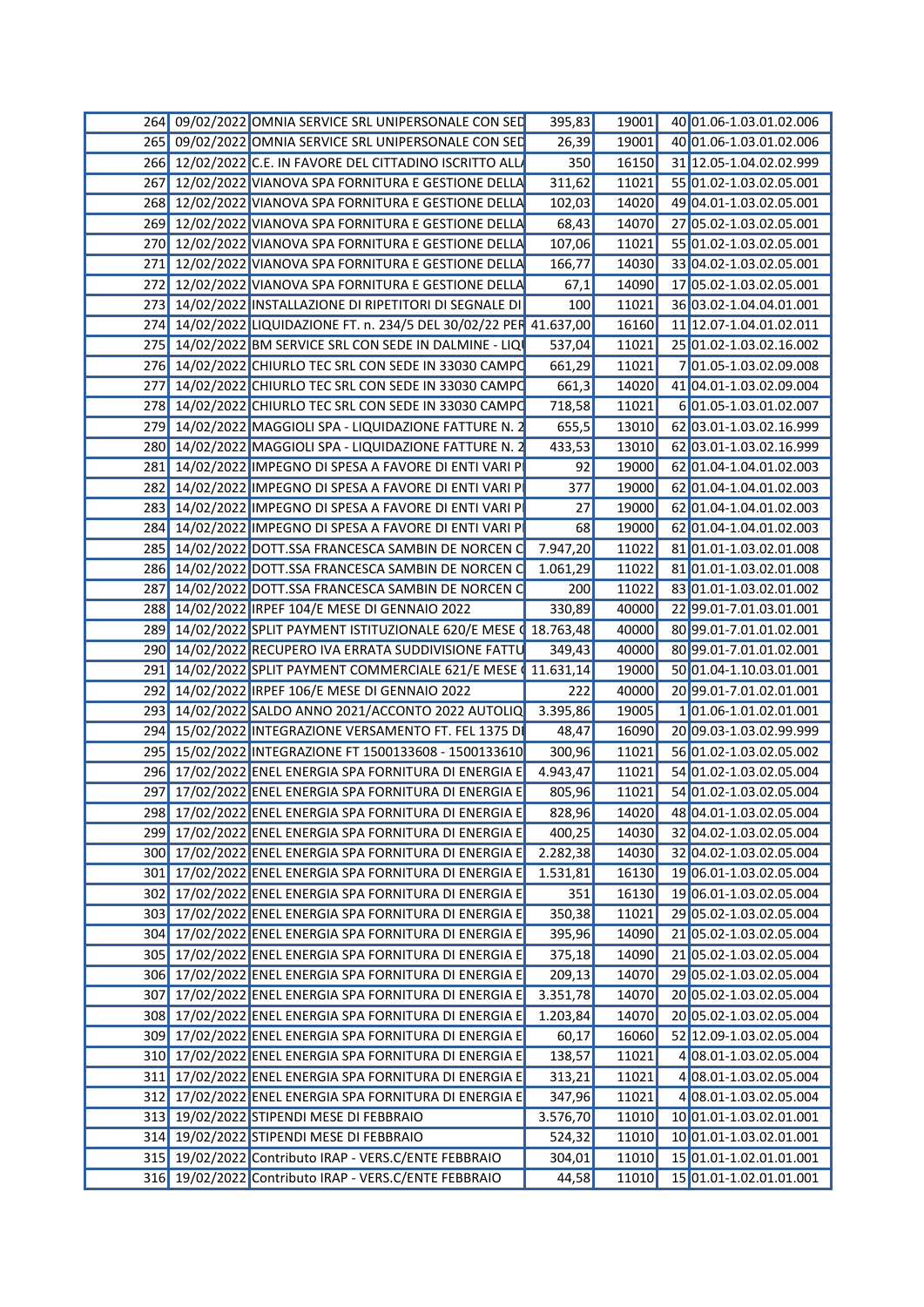| | | | | | | |
|---|---|---|---|---|---|---|
| 264 | 09/02/2022 | OMNIA SERVICE SRL UNIPERSONALE CON SED | 395,83 | 19001 | 40 | 01.06-1.03.01.02.006 |
| 265 | 09/02/2022 | OMNIA SERVICE SRL UNIPERSONALE CON SED | 26,39 | 19001 | 40 | 01.06-1.03.01.02.006 |
| 266 | 12/02/2022 | C.E. IN FAVORE DEL CITTADINO ISCRITTO ALL | 350 | 16150 | 31 | 12.05-1.04.02.02.999 |
| 267 | 12/02/2022 | VIANOVA SPA FORNITURA E GESTIONE DELLA | 311,62 | 11021 | 55 | 01.02-1.03.02.05.001 |
| 268 | 12/02/2022 | VIANOVA SPA FORNITURA E GESTIONE DELLA | 102,03 | 14020 | 49 | 04.01-1.03.02.05.001 |
| 269 | 12/02/2022 | VIANOVA SPA FORNITURA E GESTIONE DELLA | 68,43 | 14070 | 27 | 05.02-1.03.02.05.001 |
| 270 | 12/02/2022 | VIANOVA SPA FORNITURA E GESTIONE DELLA | 107,06 | 11021 | 55 | 01.02-1.03.02.05.001 |
| 271 | 12/02/2022 | VIANOVA SPA FORNITURA E GESTIONE DELLA | 166,77 | 14030 | 33 | 04.02-1.03.02.05.001 |
| 272 | 12/02/2022 | VIANOVA SPA FORNITURA E GESTIONE DELLA | 67,1 | 14090 | 17 | 05.02-1.03.02.05.001 |
| 273 | 14/02/2022 | INSTALLAZIONE DI RIPETITORI DI SEGNALE DI | 100 | 11021 | 36 | 03.02-1.04.04.01.001 |
| 274 | 14/02/2022 | LIQUIDAZIONE FT. n. 234/5 DEL 30/02/22 PER | 41.637,00 | 16160 | 11 | 12.07-1.04.01.02.011 |
| 275 | 14/02/2022 | BM SERVICE SRL CON SEDE IN DALMINE - LIQU | 537,04 | 11021 | 25 | 01.02-1.03.02.16.002 |
| 276 | 14/02/2022 | CHIURLO TEC SRL CON SEDE IN 33030 CAMPO | 661,29 | 11021 | 7 | 01.05-1.03.02.09.008 |
| 277 | 14/02/2022 | CHIURLO TEC SRL CON SEDE IN 33030 CAMPO | 661,3 | 14020 | 41 | 04.01-1.03.02.09.004 |
| 278 | 14/02/2022 | CHIURLO TEC SRL CON SEDE IN 33030 CAMPO | 718,58 | 11021 | 6 | 01.05-1.03.01.02.007 |
| 279 | 14/02/2022 | MAGGIOLI SPA - LIQUIDAZIONE FATTURE N. 2 | 655,5 | 13010 | 62 | 03.01-1.03.02.16.999 |
| 280 | 14/02/2022 | MAGGIOLI SPA - LIQUIDAZIONE FATTURE N. 2 | 433,53 | 13010 | 62 | 03.01-1.03.02.16.999 |
| 281 | 14/02/2022 | IMPEGNO DI SPESA A FAVORE DI ENTI VARI P | 92 | 19000 | 62 | 01.04-1.04.01.02.003 |
| 282 | 14/02/2022 | IMPEGNO DI SPESA A FAVORE DI ENTI VARI P | 377 | 19000 | 62 | 01.04-1.04.01.02.003 |
| 283 | 14/02/2022 | IMPEGNO DI SPESA A FAVORE DI ENTI VARI P | 27 | 19000 | 62 | 01.04-1.04.01.02.003 |
| 284 | 14/02/2022 | IMPEGNO DI SPESA A FAVORE DI ENTI VARI P | 68 | 19000 | 62 | 01.04-1.04.01.02.003 |
| 285 | 14/02/2022 | DOTT.SSA FRANCESCA SAMBIN DE NORCEN C | 7.947,20 | 11022 | 81 | 01.01-1.03.02.01.008 |
| 286 | 14/02/2022 | DOTT.SSA FRANCESCA SAMBIN DE NORCEN C | 1.061,29 | 11022 | 81 | 01.01-1.03.02.01.008 |
| 287 | 14/02/2022 | DOTT.SSA FRANCESCA SAMBIN DE NORCEN C | 200 | 11022 | 83 | 01.01-1.03.02.01.002 |
| 288 | 14/02/2022 | IRPEF 104/E MESE DI GENNAIO 2022 | 330,89 | 40000 | 22 | 99.01-7.01.03.01.001 |
| 289 | 14/02/2022 | SPLIT PAYMENT ISTITUZIONALE 620/E MESE ( | 18.763,48 | 40000 | 80 | 99.01-7.01.01.02.001 |
| 290 | 14/02/2022 | RECUPERO IVA ERRATA SUDDIVISIONE FATTU | 349,43 | 40000 | 80 | 99.01-7.01.01.02.001 |
| 291 | 14/02/2022 | SPLIT PAYMENT COMMERCIALE 621/E MESE ( | 11.631,14 | 19000 | 50 | 01.04-1.10.03.01.001 |
| 292 | 14/02/2022 | IRPEF 106/E MESE DI GENNAIO 2022 | 222 | 40000 | 20 | 99.01-7.01.02.01.001 |
| 293 | 14/02/2022 | SALDO ANNO 2021/ACCONTO 2022 AUTOLIQ | 3.395,86 | 19005 | 1 | 01.06-1.01.02.01.001 |
| 294 | 15/02/2022 | INTEGRAZIONE VERSAMENTO FT. FEL 1375 DI | 48,47 | 16090 | 20 | 09.03-1.03.02.99.999 |
| 295 | 15/02/2022 | INTEGRAZIONE FT 1500133608 - 1500133610 | 300,96 | 11021 | 56 | 01.02-1.03.02.05.002 |
| 296 | 17/02/2022 | ENEL ENERGIA SPA FORNITURA DI ENERGIA E | 4.943,47 | 11021 | 54 | 01.02-1.03.02.05.004 |
| 297 | 17/02/2022 | ENEL ENERGIA SPA FORNITURA DI ENERGIA E | 805,96 | 11021 | 54 | 01.02-1.03.02.05.004 |
| 298 | 17/02/2022 | ENEL ENERGIA SPA FORNITURA DI ENERGIA E | 828,96 | 14020 | 48 | 04.01-1.03.02.05.004 |
| 299 | 17/02/2022 | ENEL ENERGIA SPA FORNITURA DI ENERGIA E | 400,25 | 14030 | 32 | 04.02-1.03.02.05.004 |
| 300 | 17/02/2022 | ENEL ENERGIA SPA FORNITURA DI ENERGIA E | 2.282,38 | 14030 | 32 | 04.02-1.03.02.05.004 |
| 301 | 17/02/2022 | ENEL ENERGIA SPA FORNITURA DI ENERGIA E | 1.531,81 | 16130 | 19 | 06.01-1.03.02.05.004 |
| 302 | 17/02/2022 | ENEL ENERGIA SPA FORNITURA DI ENERGIA E | 351 | 16130 | 19 | 06.01-1.03.02.05.004 |
| 303 | 17/02/2022 | ENEL ENERGIA SPA FORNITURA DI ENERGIA E | 350,38 | 11021 | 29 | 05.02-1.03.02.05.004 |
| 304 | 17/02/2022 | ENEL ENERGIA SPA FORNITURA DI ENERGIA E | 395,96 | 14090 | 21 | 05.02-1.03.02.05.004 |
| 305 | 17/02/2022 | ENEL ENERGIA SPA FORNITURA DI ENERGIA E | 375,18 | 14090 | 21 | 05.02-1.03.02.05.004 |
| 306 | 17/02/2022 | ENEL ENERGIA SPA FORNITURA DI ENERGIA E | 209,13 | 14070 | 29 | 05.02-1.03.02.05.004 |
| 307 | 17/02/2022 | ENEL ENERGIA SPA FORNITURA DI ENERGIA E | 3.351,78 | 14070 | 20 | 05.02-1.03.02.05.004 |
| 308 | 17/02/2022 | ENEL ENERGIA SPA FORNITURA DI ENERGIA E | 1.203,84 | 14070 | 20 | 05.02-1.03.02.05.004 |
| 309 | 17/02/2022 | ENEL ENERGIA SPA FORNITURA DI ENERGIA E | 60,17 | 16060 | 52 | 12.09-1.03.02.05.004 |
| 310 | 17/02/2022 | ENEL ENERGIA SPA FORNITURA DI ENERGIA E | 138,57 | 11021 | 4 | 08.01-1.03.02.05.004 |
| 311 | 17/02/2022 | ENEL ENERGIA SPA FORNITURA DI ENERGIA E | 313,21 | 11021 | 4 | 08.01-1.03.02.05.004 |
| 312 | 17/02/2022 | ENEL ENERGIA SPA FORNITURA DI ENERGIA E | 347,96 | 11021 | 4 | 08.01-1.03.02.05.004 |
| 313 | 19/02/2022 | STIPENDI MESE DI FEBBRAIO | 3.576,70 | 11010 | 10 | 01.01-1.03.02.01.001 |
| 314 | 19/02/2022 | STIPENDI MESE DI FEBBRAIO | 524,32 | 11010 | 10 | 01.01-1.03.02.01.001 |
| 315 | 19/02/2022 | Contributo IRAP - VERS.C/ENTE FEBBRAIO | 304,01 | 11010 | 15 | 01.01-1.02.01.01.001 |
| 316 | 19/02/2022 | Contributo IRAP - VERS.C/ENTE FEBBRAIO | 44,58 | 11010 | 15 | 01.01-1.02.01.01.001 |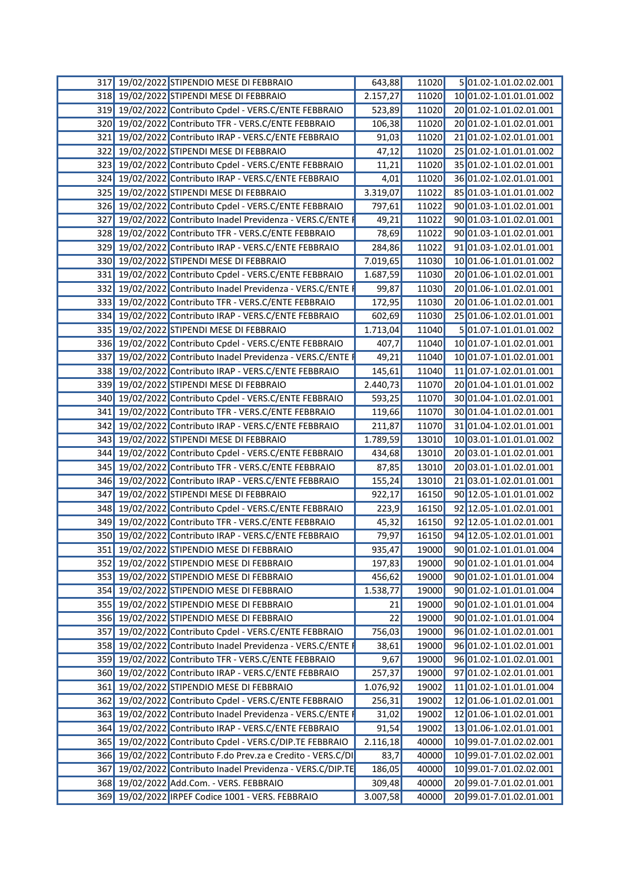| | | | | | | |
|---|---|---|---|---|---|---|
| 317 | 19/02/2022 | STIPENDIO MESE DI FEBBRAIO | 643,88 | 11020 | 5 | 01.02-1.01.02.02.001 |
| 318 | 19/02/2022 | STIPENDI MESE DI FEBBRAIO | 2.157,27 | 11020 | 10 | 01.02-1.01.01.01.002 |
| 319 | 19/02/2022 | Contributo Cpdel - VERS.C/ENTE FEBBRAIO | 523,89 | 11020 | 20 | 01.02-1.01.02.01.001 |
| 320 | 19/02/2022 | Contributo TFR - VERS.C/ENTE FEBBRAIO | 106,38 | 11020 | 20 | 01.02-1.01.02.01.001 |
| 321 | 19/02/2022 | Contributo IRAP - VERS.C/ENTE FEBBRAIO | 91,03 | 11020 | 21 | 01.02-1.02.01.01.001 |
| 322 | 19/02/2022 | STIPENDI MESE DI FEBBRAIO | 47,12 | 11020 | 25 | 01.02-1.01.01.01.002 |
| 323 | 19/02/2022 | Contributo Cpdel - VERS.C/ENTE FEBBRAIO | 11,21 | 11020 | 35 | 01.02-1.01.02.01.001 |
| 324 | 19/02/2022 | Contributo IRAP - VERS.C/ENTE FEBBRAIO | 4,01 | 11020 | 36 | 01.02-1.02.01.01.001 |
| 325 | 19/02/2022 | STIPENDI MESE DI FEBBRAIO | 3.319,07 | 11022 | 85 | 01.03-1.01.01.01.002 |
| 326 | 19/02/2022 | Contributo Cpdel - VERS.C/ENTE FEBBRAIO | 797,61 | 11022 | 90 | 01.03-1.01.02.01.001 |
| 327 | 19/02/2022 | Contributo Inadel Previdenza - VERS.C/ENTE F | 49,21 | 11022 | 90 | 01.03-1.01.02.01.001 |
| 328 | 19/02/2022 | Contributo TFR - VERS.C/ENTE FEBBRAIO | 78,69 | 11022 | 90 | 01.03-1.01.02.01.001 |
| 329 | 19/02/2022 | Contributo IRAP - VERS.C/ENTE FEBBRAIO | 284,86 | 11022 | 91 | 01.03-1.02.01.01.001 |
| 330 | 19/02/2022 | STIPENDI MESE DI FEBBRAIO | 7.019,65 | 11030 | 10 | 01.06-1.01.01.01.002 |
| 331 | 19/02/2022 | Contributo Cpdel - VERS.C/ENTE FEBBRAIO | 1.687,59 | 11030 | 20 | 01.06-1.01.02.01.001 |
| 332 | 19/02/2022 | Contributo Inadel Previdenza - VERS.C/ENTE F | 99,87 | 11030 | 20 | 01.06-1.01.02.01.001 |
| 333 | 19/02/2022 | Contributo TFR - VERS.C/ENTE FEBBRAIO | 172,95 | 11030 | 20 | 01.06-1.01.02.01.001 |
| 334 | 19/02/2022 | Contributo IRAP - VERS.C/ENTE FEBBRAIO | 602,69 | 11030 | 25 | 01.06-1.02.01.01.001 |
| 335 | 19/02/2022 | STIPENDI MESE DI FEBBRAIO | 1.713,04 | 11040 | 5 | 01.07-1.01.01.01.002 |
| 336 | 19/02/2022 | Contributo Cpdel - VERS.C/ENTE FEBBRAIO | 407,7 | 11040 | 10 | 01.07-1.01.02.01.001 |
| 337 | 19/02/2022 | Contributo Inadel Previdenza - VERS.C/ENTE F | 49,21 | 11040 | 10 | 01.07-1.01.02.01.001 |
| 338 | 19/02/2022 | Contributo IRAP - VERS.C/ENTE FEBBRAIO | 145,61 | 11040 | 11 | 01.07-1.02.01.01.001 |
| 339 | 19/02/2022 | STIPENDI MESE DI FEBBRAIO | 2.440,73 | 11070 | 20 | 01.04-1.01.01.01.002 |
| 340 | 19/02/2022 | Contributo Cpdel - VERS.C/ENTE FEBBRAIO | 593,25 | 11070 | 30 | 01.04-1.01.02.01.001 |
| 341 | 19/02/2022 | Contributo TFR - VERS.C/ENTE FEBBRAIO | 119,66 | 11070 | 30 | 01.04-1.01.02.01.001 |
| 342 | 19/02/2022 | Contributo IRAP - VERS.C/ENTE FEBBRAIO | 211,87 | 11070 | 31 | 01.04-1.02.01.01.001 |
| 343 | 19/02/2022 | STIPENDI MESE DI FEBBRAIO | 1.789,59 | 13010 | 10 | 03.01-1.01.01.01.002 |
| 344 | 19/02/2022 | Contributo Cpdel - VERS.C/ENTE FEBBRAIO | 434,68 | 13010 | 20 | 03.01-1.01.02.01.001 |
| 345 | 19/02/2022 | Contributo TFR - VERS.C/ENTE FEBBRAIO | 87,85 | 13010 | 20 | 03.01-1.01.02.01.001 |
| 346 | 19/02/2022 | Contributo IRAP - VERS.C/ENTE FEBBRAIO | 155,24 | 13010 | 21 | 03.01-1.02.01.01.001 |
| 347 | 19/02/2022 | STIPENDI MESE DI FEBBRAIO | 922,17 | 16150 | 90 | 12.05-1.01.01.01.002 |
| 348 | 19/02/2022 | Contributo Cpdel - VERS.C/ENTE FEBBRAIO | 223,9 | 16150 | 92 | 12.05-1.01.02.01.001 |
| 349 | 19/02/2022 | Contributo TFR - VERS.C/ENTE FEBBRAIO | 45,32 | 16150 | 92 | 12.05-1.01.02.01.001 |
| 350 | 19/02/2022 | Contributo IRAP - VERS.C/ENTE FEBBRAIO | 79,97 | 16150 | 94 | 12.05-1.02.01.01.001 |
| 351 | 19/02/2022 | STIPENDIO MESE DI FEBBRAIO | 935,47 | 19000 | 90 | 01.02-1.01.01.01.004 |
| 352 | 19/02/2022 | STIPENDIO MESE DI FEBBRAIO | 197,83 | 19000 | 90 | 01.02-1.01.01.01.004 |
| 353 | 19/02/2022 | STIPENDIO MESE DI FEBBRAIO | 456,62 | 19000 | 90 | 01.02-1.01.01.01.004 |
| 354 | 19/02/2022 | STIPENDIO MESE DI FEBBRAIO | 1.538,77 | 19000 | 90 | 01.02-1.01.01.01.004 |
| 355 | 19/02/2022 | STIPENDIO MESE DI FEBBRAIO | 21 | 19000 | 90 | 01.02-1.01.01.01.004 |
| 356 | 19/02/2022 | STIPENDIO MESE DI FEBBRAIO | 22 | 19000 | 90 | 01.02-1.01.01.01.004 |
| 357 | 19/02/2022 | Contributo Cpdel - VERS.C/ENTE FEBBRAIO | 756,03 | 19000 | 96 | 01.02-1.01.02.01.001 |
| 358 | 19/02/2022 | Contributo Inadel Previdenza - VERS.C/ENTE F | 38,61 | 19000 | 96 | 01.02-1.01.02.01.001 |
| 359 | 19/02/2022 | Contributo TFR - VERS.C/ENTE FEBBRAIO | 9,67 | 19000 | 96 | 01.02-1.01.02.01.001 |
| 360 | 19/02/2022 | Contributo IRAP - VERS.C/ENTE FEBBRAIO | 257,37 | 19000 | 97 | 01.02-1.02.01.01.001 |
| 361 | 19/02/2022 | STIPENDIO MESE DI FEBBRAIO | 1.076,92 | 19002 | 11 | 01.02-1.01.01.01.004 |
| 362 | 19/02/2022 | Contributo Cpdel - VERS.C/ENTE FEBBRAIO | 256,31 | 19002 | 12 | 01.06-1.01.02.01.001 |
| 363 | 19/02/2022 | Contributo Inadel Previdenza - VERS.C/ENTE F | 31,02 | 19002 | 12 | 01.06-1.01.02.01.001 |
| 364 | 19/02/2022 | Contributo IRAP - VERS.C/ENTE FEBBRAIO | 91,54 | 19002 | 13 | 01.06-1.02.01.01.001 |
| 365 | 19/02/2022 | Contributo Cpdel - VERS.C/DIP.TE FEBBRAIO | 2.116,18 | 40000 | 10 | 99.01-7.01.02.02.001 |
| 366 | 19/02/2022 | Contributo F.do Prev.za e Credito - VERS.C/DI | 83,7 | 40000 | 10 | 99.01-7.01.02.02.001 |
| 367 | 19/02/2022 | Contributo Inadel Previdenza - VERS.C/DIP.TE | 186,05 | 40000 | 10 | 99.01-7.01.02.02.001 |
| 368 | 19/02/2022 | Add.Com. - VERS. FEBBRAIO | 309,48 | 40000 | 20 | 99.01-7.01.02.01.001 |
| 369 | 19/02/2022 | IRPEF Codice 1001 - VERS. FEBBRAIO | 3.007,58 | 40000 | 20 | 99.01-7.01.02.01.001 |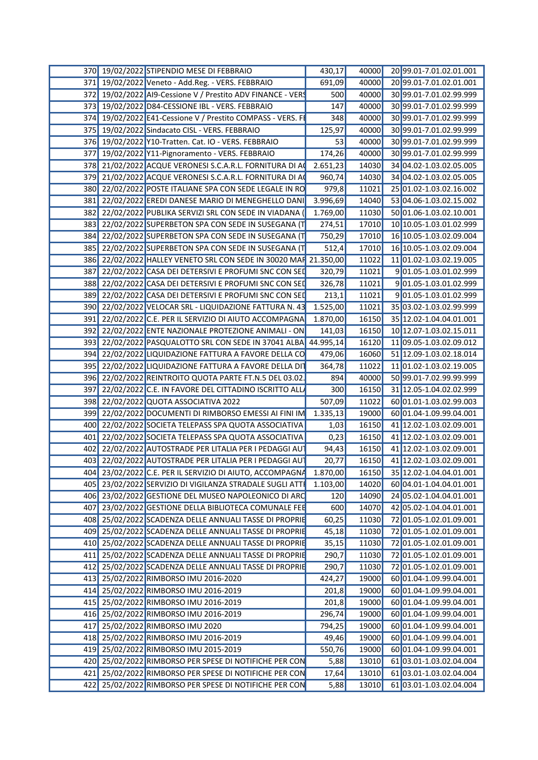| | | | | | | |
|---|---|---|---|---|---|---|
| 370 | 19/02/2022 | STIPENDIO MESE DI FEBBRAIO | 430,17 | 40000 | 20 | 99.01-7.01.02.01.001 |
| 371 | 19/02/2022 | Veneto - Add.Reg. - VERS. FEBBRAIO | 691,09 | 40000 | 20 | 99.01-7.01.02.01.001 |
| 372 | 19/02/2022 | AI9-Cessione V / Prestito ADV FINANCE - VERS | 500 | 40000 | 30 | 99.01-7.01.02.99.999 |
| 373 | 19/02/2022 | D84-CESSIONE IBL - VERS. FEBBRAIO | 147 | 40000 | 30 | 99.01-7.01.02.99.999 |
| 374 | 19/02/2022 | E41-Cessione V / Prestito COMPASS - VERS. FE | 348 | 40000 | 30 | 99.01-7.01.02.99.999 |
| 375 | 19/02/2022 | Sindacato CISL - VERS. FEBBRAIO | 125,97 | 40000 | 30 | 99.01-7.01.02.99.999 |
| 376 | 19/02/2022 | Y10-Tratten. Cat. IO - VERS. FEBBRAIO | 53 | 40000 | 30 | 99.01-7.01.02.99.999 |
| 377 | 19/02/2022 | Y11-Pignoramento - VERS. FEBBRAIO | 174,26 | 40000 | 30 | 99.01-7.01.02.99.999 |
| 378 | 21/02/2022 | ACQUE VERONESI S.C.A.R.L. FORNITURA DI AC | 2.651,23 | 14030 | 34 | 04.02-1.03.02.05.005 |
| 379 | 21/02/2022 | ACQUE VERONESI S.C.A.R.L. FORNITURA DI AC | 960,74 | 14030 | 34 | 04.02-1.03.02.05.005 |
| 380 | 22/02/2022 | POSTE ITALIANE SPA CON SEDE LEGALE IN RO | 979,8 | 11021 | 25 | 01.02-1.03.02.16.002 |
| 381 | 22/02/2022 | EREDI DANESE MARIO DI MENEGHELLO DANI | 3.996,69 | 14040 | 53 | 04.06-1.03.02.15.002 |
| 382 | 22/02/2022 | PUBLIKA SERVIZI SRL CON SEDE IN VIADANA ( | 1.769,00 | 11030 | 50 | 01.06-1.03.02.10.001 |
| 383 | 22/02/2022 | SUPERBETON SPA CON SEDE IN SUSEGANA (T | 274,51 | 17010 | 10 | 10.05-1.03.01.02.999 |
| 384 | 22/02/2022 | SUPERBETON SPA CON SEDE IN SUSEGANA (T | 750,29 | 17010 | 16 | 10.05-1.03.02.09.004 |
| 385 | 22/02/2022 | SUPERBETON SPA CON SEDE IN SUSEGANA (T | 512,4 | 17010 | 16 | 10.05-1.03.02.09.004 |
| 386 | 22/02/2022 | HALLEY VENETO SRL CON SEDE IN 30020 MAR | 21.350,00 | 11022 | 11 | 01.02-1.03.02.19.005 |
| 387 | 22/02/2022 | CASA DEI DETERSIVI E PROFUMI SNC CON SED | 320,79 | 11021 | 9 | 01.05-1.03.01.02.999 |
| 388 | 22/02/2022 | CASA DEI DETERSIVI E PROFUMI SNC CON SED | 326,78 | 11021 | 9 | 01.05-1.03.01.02.999 |
| 389 | 22/02/2022 | CASA DEI DETERSIVI E PROFUMI SNC CON SED | 213,1 | 11021 | 9 | 01.05-1.03.01.02.999 |
| 390 | 22/02/2022 | VELOCAR SRL - LIQUIDAZIONE FATTURA N. 43 | 1.525,00 | 11021 | 35 | 03.02-1.03.02.99.999 |
| 391 | 22/02/2022 | C.E. PER IL SERVIZIO DI AIUTO ACCOMPAGNA | 1.870,00 | 16150 | 35 | 12.02-1.04.04.01.001 |
| 392 | 22/02/2022 | ENTE NAZIONALE PROTEZIONE ANIMALI - ON | 141,03 | 16150 | 10 | 12.07-1.03.02.15.011 |
| 393 | 22/02/2022 | PASQUALOTTO SRL CON SEDE IN 37041 ALBA | 44.995,14 | 16120 | 11 | 09.05-1.03.02.09.012 |
| 394 | 22/02/2022 | LIQUIDAZIONE FATTURA A FAVORE DELLA CO | 479,06 | 16060 | 51 | 12.09-1.03.02.18.014 |
| 395 | 22/02/2022 | LIQUIDAZIONE FATTURA A FAVORE DELLA DI | 364,78 | 11022 | 11 | 01.02-1.03.02.19.005 |
| 396 | 22/02/2022 | REINTROITO QUOTA PARTE FT.N.5 DEL 03.02. | 894 | 40000 | 50 | 99.01-7.02.99.99.999 |
| 397 | 22/02/2022 | C.E. IN FAVORE DEL CITTADINO ISCRITTO ALL | 300 | 16150 | 31 | 12.05-1.04.02.02.999 |
| 398 | 22/02/2022 | QUOTA ASSOCIATIVA 2022 | 507,09 | 11022 | 60 | 01.01-1.03.02.99.003 |
| 399 | 22/02/2022 | DOCUMENTI DI RIMBORSO EMESSI AI FINI IM | 1.335,13 | 19000 | 60 | 01.04-1.09.99.04.001 |
| 400 | 22/02/2022 | SOCIETA TELEPASS SPA QUOTA ASSOCIATIVA | 1,03 | 16150 | 41 | 12.02-1.03.02.09.001 |
| 401 | 22/02/2022 | SOCIETA TELEPASS SPA QUOTA ASSOCIATIVA | 0,23 | 16150 | 41 | 12.02-1.03.02.09.001 |
| 402 | 22/02/2022 | AUTOSTRADE PER LITALIA PER I PEDAGGI AU | 94,43 | 16150 | 41 | 12.02-1.03.02.09.001 |
| 403 | 22/02/2022 | AUTOSTRADE PER LITALIA PER I PEDAGGI AU | 20,77 | 16150 | 41 | 12.02-1.03.02.09.001 |
| 404 | 23/02/2022 | C.E. PER IL SERVIZIO DI AIUTO, ACCOMPAGNA | 1.870,00 | 16150 | 35 | 12.02-1.04.04.01.001 |
| 405 | 23/02/2022 | SERVIZIO DI VIGILANZA STRADALE SUGLI ATTI | 1.103,00 | 14020 | 60 | 04.01-1.04.04.01.001 |
| 406 | 23/02/2022 | GESTIONE DEL MUSEO NAPOLEONICO DI ARC | 120 | 14090 | 24 | 05.02-1.04.04.01.001 |
| 407 | 23/02/2022 | GESTIONE DELLA BIBLIOTECA COMUNALE FEB | 600 | 14070 | 42 | 05.02-1.04.04.01.001 |
| 408 | 25/02/2022 | SCADENZA DELLE ANNUALI TASSE DI PROPRIE | 60,25 | 11030 | 72 | 01.05-1.02.01.09.001 |
| 409 | 25/02/2022 | SCADENZA DELLE ANNUALI TASSE DI PROPRIE | 45,18 | 11030 | 72 | 01.05-1.02.01.09.001 |
| 410 | 25/02/2022 | SCADENZA DELLE ANNUALI TASSE DI PROPRIE | 35,15 | 11030 | 72 | 01.05-1.02.01.09.001 |
| 411 | 25/02/2022 | SCADENZA DELLE ANNUALI TASSE DI PROPRIE | 290,7 | 11030 | 72 | 01.05-1.02.01.09.001 |
| 412 | 25/02/2022 | SCADENZA DELLE ANNUALI TASSE DI PROPRIE | 290,7 | 11030 | 72 | 01.05-1.02.01.09.001 |
| 413 | 25/02/2022 | RIMBORSO IMU 2016-2020 | 424,27 | 19000 | 60 | 01.04-1.09.99.04.001 |
| 414 | 25/02/2022 | RIMBORSO IMU 2016-2019 | 201,8 | 19000 | 60 | 01.04-1.09.99.04.001 |
| 415 | 25/02/2022 | RIMBORSO IMU 2016-2019 | 201,8 | 19000 | 60 | 01.04-1.09.99.04.001 |
| 416 | 25/02/2022 | RIMBORSO IMU 2016-2019 | 296,74 | 19000 | 60 | 01.04-1.09.99.04.001 |
| 417 | 25/02/2022 | RIMBORSO IMU 2020 | 794,25 | 19000 | 60 | 01.04-1.09.99.04.001 |
| 418 | 25/02/2022 | RIMBORSO IMU 2016-2019 | 49,46 | 19000 | 60 | 01.04-1.09.99.04.001 |
| 419 | 25/02/2022 | RIMBORSO IMU 2015-2019 | 550,76 | 19000 | 60 | 01.04-1.09.99.04.001 |
| 420 | 25/02/2022 | RIMBORSO PER SPESE DI NOTIFICHE PER CON | 5,88 | 13010 | 61 | 03.01-1.03.02.04.004 |
| 421 | 25/02/2022 | RIMBORSO PER SPESE DI NOTIFICHE PER CON | 17,64 | 13010 | 61 | 03.01-1.03.02.04.004 |
| 422 | 25/02/2022 | RIMBORSO PER SPESE DI NOTIFICHE PER CON | 5,88 | 13010 | 61 | 03.01-1.03.02.04.004 |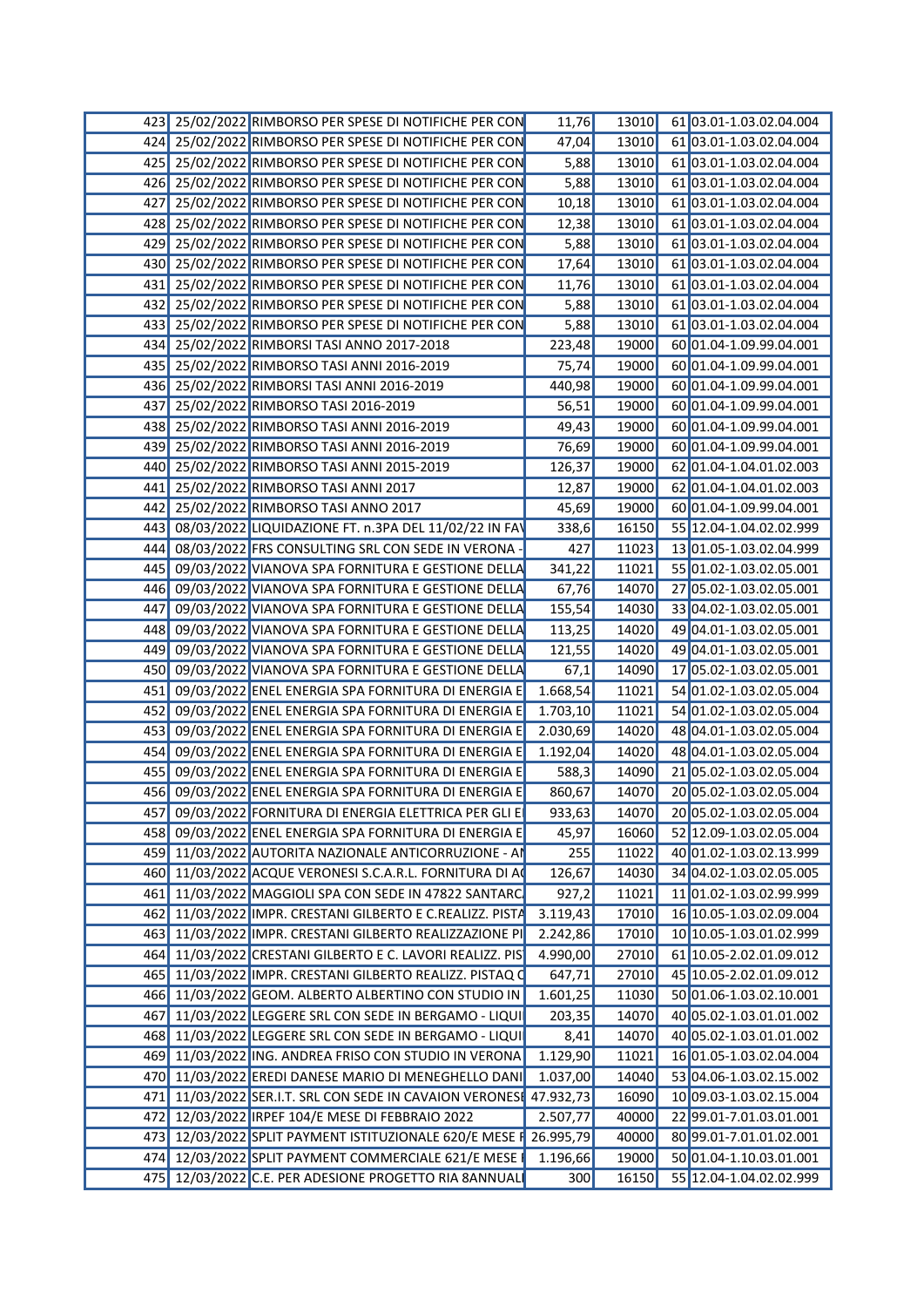| | | | | | | |
|---|---|---|---|---|---|---|
| 423 | 25/02/2022 | RIMBORSO PER SPESE DI NOTIFICHE PER CON | 11,76 | 13010 | 61 | 03.01-1.03.02.04.004 |
| 424 | 25/02/2022 | RIMBORSO PER SPESE DI NOTIFICHE PER CON | 47,04 | 13010 | 61 | 03.01-1.03.02.04.004 |
| 425 | 25/02/2022 | RIMBORSO PER SPESE DI NOTIFICHE PER CON | 5,88 | 13010 | 61 | 03.01-1.03.02.04.004 |
| 426 | 25/02/2022 | RIMBORSO PER SPESE DI NOTIFICHE PER CON | 5,88 | 13010 | 61 | 03.01-1.03.02.04.004 |
| 427 | 25/02/2022 | RIMBORSO PER SPESE DI NOTIFICHE PER CON | 10,18 | 13010 | 61 | 03.01-1.03.02.04.004 |
| 428 | 25/02/2022 | RIMBORSO PER SPESE DI NOTIFICHE PER CON | 12,38 | 13010 | 61 | 03.01-1.03.02.04.004 |
| 429 | 25/02/2022 | RIMBORSO PER SPESE DI NOTIFICHE PER CON | 5,88 | 13010 | 61 | 03.01-1.03.02.04.004 |
| 430 | 25/02/2022 | RIMBORSO PER SPESE DI NOTIFICHE PER CON | 17,64 | 13010 | 61 | 03.01-1.03.02.04.004 |
| 431 | 25/02/2022 | RIMBORSO PER SPESE DI NOTIFICHE PER CON | 11,76 | 13010 | 61 | 03.01-1.03.02.04.004 |
| 432 | 25/02/2022 | RIMBORSO PER SPESE DI NOTIFICHE PER CON | 5,88 | 13010 | 61 | 03.01-1.03.02.04.004 |
| 433 | 25/02/2022 | RIMBORSO PER SPESE DI NOTIFICHE PER CON | 5,88 | 13010 | 61 | 03.01-1.03.02.04.004 |
| 434 | 25/02/2022 | RIMBORSI TASI ANNO 2017-2018 | 223,48 | 19000 | 60 | 01.04-1.09.99.04.001 |
| 435 | 25/02/2022 | RIMBORSO TASI ANNI 2016-2019 | 75,74 | 19000 | 60 | 01.04-1.09.99.04.001 |
| 436 | 25/02/2022 | RIMBORSI TASI ANNI 2016-2019 | 440,98 | 19000 | 60 | 01.04-1.09.99.04.001 |
| 437 | 25/02/2022 | RIMBORSO TASI 2016-2019 | 56,51 | 19000 | 60 | 01.04-1.09.99.04.001 |
| 438 | 25/02/2022 | RIMBORSO TASI ANNI 2016-2019 | 49,43 | 19000 | 60 | 01.04-1.09.99.04.001 |
| 439 | 25/02/2022 | RIMBORSO TASI ANNI 2016-2019 | 76,69 | 19000 | 60 | 01.04-1.09.99.04.001 |
| 440 | 25/02/2022 | RIMBORSO TASI ANNI 2015-2019 | 126,37 | 19000 | 62 | 01.04-1.04.01.02.003 |
| 441 | 25/02/2022 | RIMBORSO TASI ANNI 2017 | 12,87 | 19000 | 62 | 01.04-1.04.01.02.003 |
| 442 | 25/02/2022 | RIMBORSO TASI ANNO 2017 | 45,69 | 19000 | 60 | 01.04-1.09.99.04.001 |
| 443 | 08/03/2022 | LIQUIDAZIONE FT. n.3PA DEL 11/02/22 IN FAV | 338,6 | 16150 | 55 | 12.04-1.04.02.02.999 |
| 444 | 08/03/2022 | FRS CONSULTING SRL CON SEDE IN VERONA - | 427 | 11023 | 13 | 01.05-1.03.02.04.999 |
| 445 | 09/03/2022 | VIANOVA SPA FORNITURA E GESTIONE DELLA | 341,22 | 11021 | 55 | 01.02-1.03.02.05.001 |
| 446 | 09/03/2022 | VIANOVA SPA FORNITURA E GESTIONE DELLA | 67,76 | 14070 | 27 | 05.02-1.03.02.05.001 |
| 447 | 09/03/2022 | VIANOVA SPA FORNITURA E GESTIONE DELLA | 155,54 | 14030 | 33 | 04.02-1.03.02.05.001 |
| 448 | 09/03/2022 | VIANOVA SPA FORNITURA E GESTIONE DELLA | 113,25 | 14020 | 49 | 04.01-1.03.02.05.001 |
| 449 | 09/03/2022 | VIANOVA SPA FORNITURA E GESTIONE DELLA | 121,55 | 14020 | 49 | 04.01-1.03.02.05.001 |
| 450 | 09/03/2022 | VIANOVA SPA FORNITURA E GESTIONE DELLA | 67,1 | 14090 | 17 | 05.02-1.03.02.05.001 |
| 451 | 09/03/2022 | ENEL ENERGIA SPA FORNITURA DI ENERGIA E | 1.668,54 | 11021 | 54 | 01.02-1.03.02.05.004 |
| 452 | 09/03/2022 | ENEL ENERGIA SPA FORNITURA DI ENERGIA E | 1.703,10 | 11021 | 54 | 01.02-1.03.02.05.004 |
| 453 | 09/03/2022 | ENEL ENERGIA SPA FORNITURA DI ENERGIA E | 2.030,69 | 14020 | 48 | 04.01-1.03.02.05.004 |
| 454 | 09/03/2022 | ENEL ENERGIA SPA FORNITURA DI ENERGIA E | 1.192,04 | 14020 | 48 | 04.01-1.03.02.05.004 |
| 455 | 09/03/2022 | ENEL ENERGIA SPA FORNITURA DI ENERGIA E | 588,3 | 14090 | 21 | 05.02-1.03.02.05.004 |
| 456 | 09/03/2022 | ENEL ENERGIA SPA FORNITURA DI ENERGIA E | 860,67 | 14070 | 20 | 05.02-1.03.02.05.004 |
| 457 | 09/03/2022 | FORNITURA DI ENERGIA ELETTRICA PER GLI E | 933,63 | 14070 | 20 | 05.02-1.03.02.05.004 |
| 458 | 09/03/2022 | ENEL ENERGIA SPA FORNITURA DI ENERGIA E | 45,97 | 16060 | 52 | 12.09-1.03.02.05.004 |
| 459 | 11/03/2022 | AUTORITA NAZIONALE ANTICORRUZIONE - AN | 255 | 11022 | 40 | 01.02-1.03.02.13.999 |
| 460 | 11/03/2022 | ACQUE VERONESI S.C.A.R.L. FORNITURA DI AC | 126,67 | 14030 | 34 | 04.02-1.03.02.05.005 |
| 461 | 11/03/2022 | MAGGIOLI SPA CON SEDE IN 47822 SANTARC | 927,2 | 11021 | 11 | 01.02-1.03.02.99.999 |
| 462 | 11/03/2022 | IMPR. CRESTANI GILBERTO E C.REALIZZ. PISTA | 3.119,43 | 17010 | 16 | 10.05-1.03.02.09.004 |
| 463 | 11/03/2022 | IMPR. CRESTANI GILBERTO REALIZZAZIONE PI | 2.242,86 | 17010 | 10 | 10.05-1.03.01.02.999 |
| 464 | 11/03/2022 | CRESTANI GILBERTO E C. LAVORI REALIZZ. PIS | 4.990,00 | 27010 | 61 | 10.05-2.02.01.09.012 |
| 465 | 11/03/2022 | IMPR. CRESTANI GILBERTO REALIZZ. PISTAQ C | 647,71 | 27010 | 45 | 10.05-2.02.01.09.012 |
| 466 | 11/03/2022 | GEOM. ALBERTO ALBERTINO CON STUDIO IN | 1.601,25 | 11030 | 50 | 01.06-1.03.02.10.001 |
| 467 | 11/03/2022 | LEGGERE SRL CON SEDE IN BERGAMO - LIQUI | 203,35 | 14070 | 40 | 05.02-1.03.01.01.002 |
| 468 | 11/03/2022 | LEGGERE SRL CON SEDE IN BERGAMO - LIQUI | 8,41 | 14070 | 40 | 05.02-1.03.01.01.002 |
| 469 | 11/03/2022 | ING. ANDREA FRISO CON STUDIO IN VERONA | 1.129,90 | 11021 | 16 | 01.05-1.03.02.04.004 |
| 470 | 11/03/2022 | EREDI DANESE MARIO DI MENEGHELLO DANI | 1.037,00 | 14040 | 53 | 04.06-1.03.02.15.002 |
| 471 | 11/03/2022 | SER.I.T. SRL CON SEDE IN CAVAION VERONESE | 47.932,73 | 16090 | 10 | 09.03-1.03.02.15.004 |
| 472 | 12/03/2022 | IRPEF 104/E MESE DI FEBBRAIO 2022 | 2.507,77 | 40000 | 22 | 99.01-7.01.03.01.001 |
| 473 | 12/03/2022 | SPLIT PAYMENT ISTITUZIONALE 620/E MESE F | 26.995,79 | 40000 | 80 | 99.01-7.01.01.02.001 |
| 474 | 12/03/2022 | SPLIT PAYMENT COMMERCIALE 621/E MESE I | 1.196,66 | 19000 | 50 | 01.04-1.10.03.01.001 |
| 475 | 12/03/2022 | C.E. PER ADESIONE PROGETTO RIA 8ANNUALI | 300 | 16150 | 55 | 12.04-1.04.02.02.999 |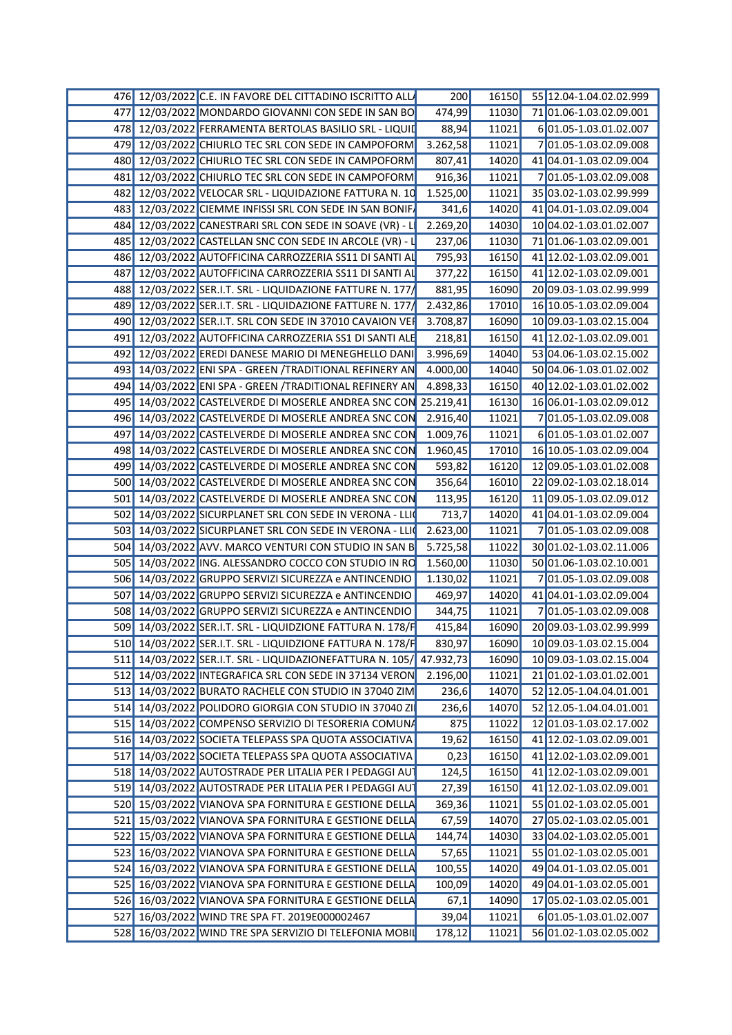| | | | | | | |
|---|---|---|---|---|---|---|
| 476 | 12/03/2022 | C.E. IN FAVORE DEL CITTADINO ISCRITTO ALL/ | 200 | 16150 | 55 | 12.04-1.04.02.02.999 |
| 477 | 12/03/2022 | MONDARDO GIOVANNI CON SEDE IN SAN BO | 474,99 | 11030 | 71 | 01.06-1.03.02.09.001 |
| 478 | 12/03/2022 | FERRAMENTA BERTOLAS BASILIO SRL - LIQUID | 88,94 | 11021 | 6 | 01.05-1.03.01.02.007 |
| 479 | 12/03/2022 | CHIURLO TEC SRL CON SEDE IN CAMPOFORM | 3.262,58 | 11021 | 7 | 01.05-1.03.02.09.008 |
| 480 | 12/03/2022 | CHIURLO TEC SRL CON SEDE IN CAMPOFORM | 807,41 | 14020 | 41 | 04.01-1.03.02.09.004 |
| 481 | 12/03/2022 | CHIURLO TEC SRL CON SEDE IN CAMPOFORM | 916,36 | 11021 | 7 | 01.05-1.03.02.09.008 |
| 482 | 12/03/2022 | VELOCAR SRL - LIQUIDAZIONE FATTURA N. 10 | 1.525,00 | 11021 | 35 | 03.02-1.03.02.99.999 |
| 483 | 12/03/2022 | CIEMME INFISSI SRL CON SEDE IN SAN BONIF/ | 341,6 | 14020 | 41 | 04.01-1.03.02.09.004 |
| 484 | 12/03/2022 | CANESTRARI SRL CON SEDE IN SOAVE (VR) - L | 2.269,20 | 14030 | 10 | 04.02-1.03.01.02.007 |
| 485 | 12/03/2022 | CASTELLAN SNC CON SEDE IN ARCOLE (VR) - L | 237,06 | 11030 | 71 | 01.06-1.03.02.09.001 |
| 486 | 12/03/2022 | AUTOFFICINA CARROZZERIA SS11 DI SANTI AL | 795,93 | 16150 | 41 | 12.02-1.03.02.09.001 |
| 487 | 12/03/2022 | AUTOFFICINA CARROZZERIA SS11 DI SANTI AL | 377,22 | 16150 | 41 | 12.02-1.03.02.09.001 |
| 488 | 12/03/2022 | SER.I.T. SRL - LIQUIDAZIONE FATTURE N. 177/ | 881,95 | 16090 | 20 | 09.03-1.03.02.99.999 |
| 489 | 12/03/2022 | SER.I.T. SRL - LIQUIDAZIONE FATTURE N. 177/ | 2.432,86 | 17010 | 16 | 10.05-1.03.02.09.004 |
| 490 | 12/03/2022 | SER.I.T. SRL CON SEDE IN 37010 CAVAION VEF | 3.708,87 | 16090 | 10 | 09.03-1.03.02.15.004 |
| 491 | 12/03/2022 | AUTOFFICINA CARROZZERIA SS1 DI SANTI ALE | 218,81 | 16150 | 41 | 12.02-1.03.02.09.001 |
| 492 | 12/03/2022 | EREDI DANESE MARIO DI MENEGHELLO DANI | 3.996,69 | 14040 | 53 | 04.06-1.03.02.15.002 |
| 493 | 14/03/2022 | ENI SPA - GREEN /TRADITIONAL REFINERY AN | 4.000,00 | 14040 | 50 | 04.06-1.03.01.02.002 |
| 494 | 14/03/2022 | ENI SPA - GREEN /TRADITIONAL REFINERY AN | 4.898,33 | 16150 | 40 | 12.02-1.03.01.02.002 |
| 495 | 14/03/2022 | CASTELVERDE DI MOSERLE ANDREA SNC CON | 25.219,41 | 16130 | 16 | 06.01-1.03.02.09.012 |
| 496 | 14/03/2022 | CASTELVERDE DI MOSERLE ANDREA SNC CON | 2.916,40 | 11021 | 7 | 01.05-1.03.02.09.008 |
| 497 | 14/03/2022 | CASTELVERDE DI MOSERLE ANDREA SNC CON | 1.009,76 | 11021 | 6 | 01.05-1.03.01.02.007 |
| 498 | 14/03/2022 | CASTELVERDE DI MOSERLE ANDREA SNC CON | 1.960,45 | 17010 | 16 | 10.05-1.03.02.09.004 |
| 499 | 14/03/2022 | CASTELVERDE DI MOSERLE ANDREA SNC CON | 593,82 | 16120 | 12 | 09.05-1.03.01.02.008 |
| 500 | 14/03/2022 | CASTELVERDE DI MOSERLE ANDREA SNC CON | 356,64 | 16010 | 22 | 09.02-1.03.02.18.014 |
| 501 | 14/03/2022 | CASTELVERDE DI MOSERLE ANDREA SNC CON | 113,95 | 16120 | 11 | 09.05-1.03.02.09.012 |
| 502 | 14/03/2022 | SICURPLANET SRL CON SEDE IN VERONA - LLI( | 713,7 | 14020 | 41 | 04.01-1.03.02.09.004 |
| 503 | 14/03/2022 | SICURPLANET SRL CON SEDE IN VERONA - LLI( | 2.623,00 | 11021 | 7 | 01.05-1.03.02.09.008 |
| 504 | 14/03/2022 | AVV. MARCO VENTURI CON STUDIO IN SAN B | 5.725,58 | 11022 | 30 | 01.02-1.03.02.11.006 |
| 505 | 14/03/2022 | ING. ALESSANDRO COCCO CON STUDIO IN RO | 1.560,00 | 11030 | 50 | 01.06-1.03.02.10.001 |
| 506 | 14/03/2022 | GRUPPO SERVIZI SICUREZZA e ANTINCENDIO | 1.130,02 | 11021 | 7 | 01.05-1.03.02.09.008 |
| 507 | 14/03/2022 | GRUPPO SERVIZI SICUREZZA e ANTINCENDIO | 469,97 | 14020 | 41 | 04.01-1.03.02.09.004 |
| 508 | 14/03/2022 | GRUPPO SERVIZI SICUREZZA e ANTINCENDIO | 344,75 | 11021 | 7 | 01.05-1.03.02.09.008 |
| 509 | 14/03/2022 | SER.I.T. SRL - LIQUIDZIONE FATTURA N. 178/F | 415,84 | 16090 | 20 | 09.03-1.03.02.99.999 |
| 510 | 14/03/2022 | SER.I.T. SRL - LIQUIDZIONE FATTURA N. 178/F | 830,97 | 16090 | 10 | 09.03-1.03.02.15.004 |
| 511 | 14/03/2022 | SER.I.T. SRL - LIQUIDAZIONEFATTURA N. 105/ | 47.932,73 | 16090 | 10 | 09.03-1.03.02.15.004 |
| 512 | 14/03/2022 | INTEGRAFICA SRL CON SEDE IN 37134 VERON | 2.196,00 | 11021 | 21 | 01.02-1.03.01.02.001 |
| 513 | 14/03/2022 | BURATO RACHELE CON STUDIO IN 37040 ZIM | 236,6 | 14070 | 52 | 12.05-1.04.04.01.001 |
| 514 | 14/03/2022 | POLIDORO GIORGIA CON STUDIO IN 37040 ZI | 236,6 | 14070 | 52 | 12.05-1.04.04.01.001 |
| 515 | 14/03/2022 | COMPENSO SERVIZIO DI TESORERIA COMUNA | 875 | 11022 | 12 | 01.03-1.03.02.17.002 |
| 516 | 14/03/2022 | SOCIETA TELEPASS SPA QUOTA ASSOCIATIVA | 19,62 | 16150 | 41 | 12.02-1.03.02.09.001 |
| 517 | 14/03/2022 | SOCIETA TELEPASS SPA QUOTA ASSOCIATIVA | 0,23 | 16150 | 41 | 12.02-1.03.02.09.001 |
| 518 | 14/03/2022 | AUTOSTRADE PER LITALIA PER I PEDAGGI AUT | 124,5 | 16150 | 41 | 12.02-1.03.02.09.001 |
| 519 | 14/03/2022 | AUTOSTRADE PER LITALIA PER I PEDAGGI AUT | 27,39 | 16150 | 41 | 12.02-1.03.02.09.001 |
| 520 | 15/03/2022 | VIANOVA SPA FORNITURA E GESTIONE DELLA | 369,36 | 11021 | 55 | 01.02-1.03.02.05.001 |
| 521 | 15/03/2022 | VIANOVA SPA FORNITURA E GESTIONE DELLA | 67,59 | 14070 | 27 | 05.02-1.03.02.05.001 |
| 522 | 15/03/2022 | VIANOVA SPA FORNITURA E GESTIONE DELLA | 144,74 | 14030 | 33 | 04.02-1.03.02.05.001 |
| 523 | 16/03/2022 | VIANOVA SPA FORNITURA E GESTIONE DELLA | 57,65 | 11021 | 55 | 01.02-1.03.02.05.001 |
| 524 | 16/03/2022 | VIANOVA SPA FORNITURA E GESTIONE DELLA | 100,55 | 14020 | 49 | 04.01-1.03.02.05.001 |
| 525 | 16/03/2022 | VIANOVA SPA FORNITURA E GESTIONE DELLA | 100,09 | 14020 | 49 | 04.01-1.03.02.05.001 |
| 526 | 16/03/2022 | VIANOVA SPA FORNITURA E GESTIONE DELLA | 67,1 | 14090 | 17 | 05.02-1.03.02.05.001 |
| 527 | 16/03/2022 | WIND TRE SPA FT. 2019E000002467 | 39,04 | 11021 | 6 | 01.05-1.03.01.02.007 |
| 528 | 16/03/2022 | WIND TRE SPA SERVIZIO DI TELEFONIA MOBIL | 178,12 | 11021 | 56 | 01.02-1.03.02.05.002 |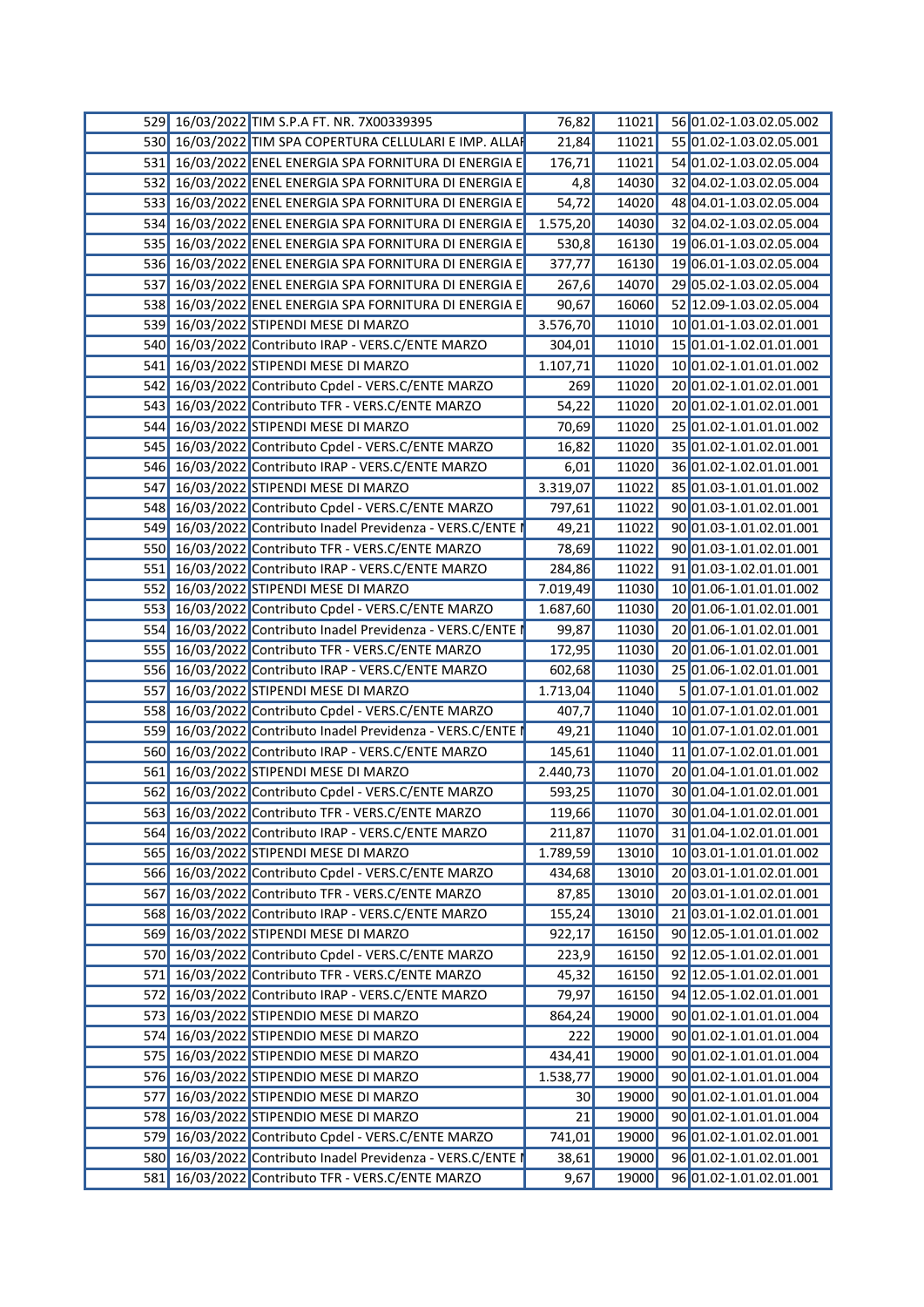| | | | | | | |
|---|---|---|---|---|---|---|
| 529 | 16/03/2022 | TIM S.P.A FT. NR. 7X00339395 | 76,82 | 11021 | 56 | 01.02-1.03.02.05.002 |
| 530 | 16/03/2022 | TIM SPA COPERTURA CELLULARI E IMP. ALLAR | 21,84 | 11021 | 55 | 01.02-1.03.02.05.001 |
| 531 | 16/03/2022 | ENEL ENERGIA SPA FORNITURA DI ENERGIA E | 176,71 | 11021 | 54 | 01.02-1.03.02.05.004 |
| 532 | 16/03/2022 | ENEL ENERGIA SPA FORNITURA DI ENERGIA E | 4,8 | 14030 | 32 | 04.02-1.03.02.05.004 |
| 533 | 16/03/2022 | ENEL ENERGIA SPA FORNITURA DI ENERGIA E | 54,72 | 14020 | 48 | 04.01-1.03.02.05.004 |
| 534 | 16/03/2022 | ENEL ENERGIA SPA FORNITURA DI ENERGIA E | 1.575,20 | 14030 | 32 | 04.02-1.03.02.05.004 |
| 535 | 16/03/2022 | ENEL ENERGIA SPA FORNITURA DI ENERGIA E | 530,8 | 16130 | 19 | 06.01-1.03.02.05.004 |
| 536 | 16/03/2022 | ENEL ENERGIA SPA FORNITURA DI ENERGIA E | 377,77 | 16130 | 19 | 06.01-1.03.02.05.004 |
| 537 | 16/03/2022 | ENEL ENERGIA SPA FORNITURA DI ENERGIA E | 267,6 | 14070 | 29 | 05.02-1.03.02.05.004 |
| 538 | 16/03/2022 | ENEL ENERGIA SPA FORNITURA DI ENERGIA E | 90,67 | 16060 | 52 | 12.09-1.03.02.05.004 |
| 539 | 16/03/2022 | STIPENDI MESE DI MARZO | 3.576,70 | 11010 | 10 | 01.01-1.03.02.01.001 |
| 540 | 16/03/2022 | Contributo IRAP - VERS.C/ENTE MARZO | 304,01 | 11010 | 15 | 01.01-1.02.01.01.001 |
| 541 | 16/03/2022 | STIPENDI MESE DI MARZO | 1.107,71 | 11020 | 10 | 01.02-1.01.01.01.002 |
| 542 | 16/03/2022 | Contributo Cpdel - VERS.C/ENTE MARZO | 269 | 11020 | 20 | 01.02-1.01.02.01.001 |
| 543 | 16/03/2022 | Contributo TFR - VERS.C/ENTE MARZO | 54,22 | 11020 | 20 | 01.02-1.01.02.01.001 |
| 544 | 16/03/2022 | STIPENDI MESE DI MARZO | 70,69 | 11020 | 25 | 01.02-1.01.01.01.002 |
| 545 | 16/03/2022 | Contributo Cpdel - VERS.C/ENTE MARZO | 16,82 | 11020 | 35 | 01.02-1.01.02.01.001 |
| 546 | 16/03/2022 | Contributo IRAP - VERS.C/ENTE MARZO | 6,01 | 11020 | 36 | 01.02-1.02.01.01.001 |
| 547 | 16/03/2022 | STIPENDI MESE DI MARZO | 3.319,07 | 11022 | 85 | 01.03-1.01.01.01.002 |
| 548 | 16/03/2022 | Contributo Cpdel - VERS.C/ENTE MARZO | 797,61 | 11022 | 90 | 01.03-1.01.02.01.001 |
| 549 | 16/03/2022 | Contributo Inadel Previdenza - VERS.C/ENTE M | 49,21 | 11022 | 90 | 01.03-1.01.02.01.001 |
| 550 | 16/03/2022 | Contributo TFR - VERS.C/ENTE MARZO | 78,69 | 11022 | 90 | 01.03-1.01.02.01.001 |
| 551 | 16/03/2022 | Contributo IRAP - VERS.C/ENTE MARZO | 284,86 | 11022 | 91 | 01.03-1.02.01.01.001 |
| 552 | 16/03/2022 | STIPENDI MESE DI MARZO | 7.019,49 | 11030 | 10 | 01.06-1.01.01.01.002 |
| 553 | 16/03/2022 | Contributo Cpdel - VERS.C/ENTE MARZO | 1.687,60 | 11030 | 20 | 01.06-1.01.02.01.001 |
| 554 | 16/03/2022 | Contributo Inadel Previdenza - VERS.C/ENTE M | 99,87 | 11030 | 20 | 01.06-1.01.02.01.001 |
| 555 | 16/03/2022 | Contributo TFR - VERS.C/ENTE MARZO | 172,95 | 11030 | 20 | 01.06-1.01.02.01.001 |
| 556 | 16/03/2022 | Contributo IRAP - VERS.C/ENTE MARZO | 602,68 | 11030 | 25 | 01.06-1.02.01.01.001 |
| 557 | 16/03/2022 | STIPENDI MESE DI MARZO | 1.713,04 | 11040 | 5 | 01.07-1.01.01.01.002 |
| 558 | 16/03/2022 | Contributo Cpdel - VERS.C/ENTE MARZO | 407,7 | 11040 | 10 | 01.07-1.01.02.01.001 |
| 559 | 16/03/2022 | Contributo Inadel Previdenza - VERS.C/ENTE M | 49,21 | 11040 | 10 | 01.07-1.01.02.01.001 |
| 560 | 16/03/2022 | Contributo IRAP - VERS.C/ENTE MARZO | 145,61 | 11040 | 11 | 01.07-1.02.01.01.001 |
| 561 | 16/03/2022 | STIPENDI MESE DI MARZO | 2.440,73 | 11070 | 20 | 01.04-1.01.01.01.002 |
| 562 | 16/03/2022 | Contributo Cpdel - VERS.C/ENTE MARZO | 593,25 | 11070 | 30 | 01.04-1.01.02.01.001 |
| 563 | 16/03/2022 | Contributo TFR - VERS.C/ENTE MARZO | 119,66 | 11070 | 30 | 01.04-1.01.02.01.001 |
| 564 | 16/03/2022 | Contributo IRAP - VERS.C/ENTE MARZO | 211,87 | 11070 | 31 | 01.04-1.02.01.01.001 |
| 565 | 16/03/2022 | STIPENDI MESE DI MARZO | 1.789,59 | 13010 | 10 | 03.01-1.01.01.01.002 |
| 566 | 16/03/2022 | Contributo Cpdel - VERS.C/ENTE MARZO | 434,68 | 13010 | 20 | 03.01-1.01.02.01.001 |
| 567 | 16/03/2022 | Contributo TFR - VERS.C/ENTE MARZO | 87,85 | 13010 | 20 | 03.01-1.01.02.01.001 |
| 568 | 16/03/2022 | Contributo IRAP - VERS.C/ENTE MARZO | 155,24 | 13010 | 21 | 03.01-1.02.01.01.001 |
| 569 | 16/03/2022 | STIPENDI MESE DI MARZO | 922,17 | 16150 | 90 | 12.05-1.01.01.01.002 |
| 570 | 16/03/2022 | Contributo Cpdel - VERS.C/ENTE MARZO | 223,9 | 16150 | 92 | 12.05-1.01.02.01.001 |
| 571 | 16/03/2022 | Contributo TFR - VERS.C/ENTE MARZO | 45,32 | 16150 | 92 | 12.05-1.01.02.01.001 |
| 572 | 16/03/2022 | Contributo IRAP - VERS.C/ENTE MARZO | 79,97 | 16150 | 94 | 12.05-1.02.01.01.001 |
| 573 | 16/03/2022 | STIPENDIO MESE DI MARZO | 864,24 | 19000 | 90 | 01.02-1.01.01.01.004 |
| 574 | 16/03/2022 | STIPENDIO MESE DI MARZO | 222 | 19000 | 90 | 01.02-1.01.01.01.004 |
| 575 | 16/03/2022 | STIPENDIO MESE DI MARZO | 434,41 | 19000 | 90 | 01.02-1.01.01.01.004 |
| 576 | 16/03/2022 | STIPENDIO MESE DI MARZO | 1.538,77 | 19000 | 90 | 01.02-1.01.01.01.004 |
| 577 | 16/03/2022 | STIPENDIO MESE DI MARZO | 30 | 19000 | 90 | 01.02-1.01.01.01.004 |
| 578 | 16/03/2022 | STIPENDIO MESE DI MARZO | 21 | 19000 | 90 | 01.02-1.01.01.01.004 |
| 579 | 16/03/2022 | Contributo Cpdel - VERS.C/ENTE MARZO | 741,01 | 19000 | 96 | 01.02-1.01.02.01.001 |
| 580 | 16/03/2022 | Contributo Inadel Previdenza - VERS.C/ENTE M | 38,61 | 19000 | 96 | 01.02-1.01.02.01.001 |
| 581 | 16/03/2022 | Contributo TFR - VERS.C/ENTE MARZO | 9,67 | 19000 | 96 | 01.02-1.01.02.01.001 |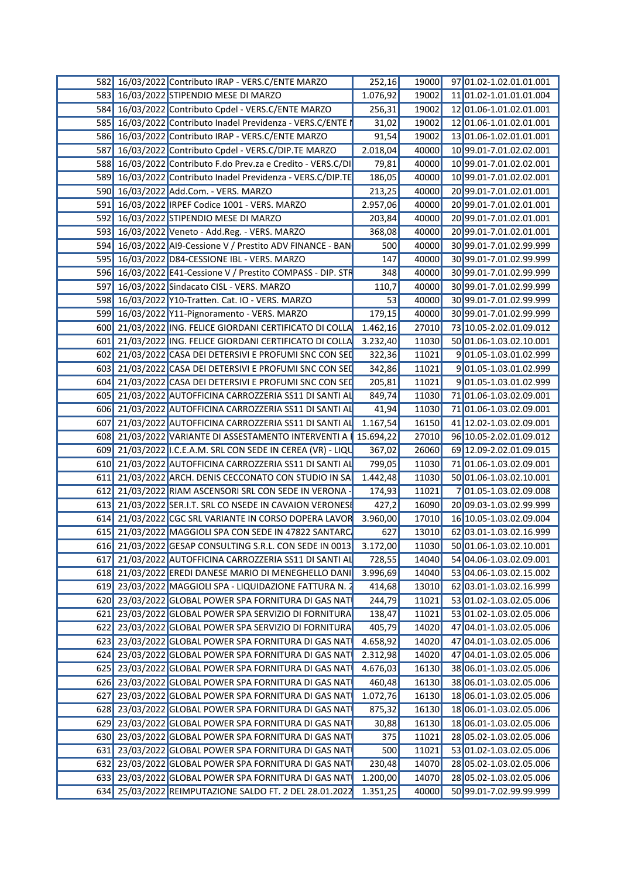| | | | | | | |
|---|---|---|---|---|---|---|
| 582 | 16/03/2022 | Contributo IRAP - VERS.C/ENTE MARZO | 252,16 | 19000 | 97 | 01.02-1.02.01.01.001 |
| 583 | 16/03/2022 | STIPENDIO MESE DI MARZO | 1.076,92 | 19002 | 11 | 01.02-1.01.01.01.004 |
| 584 | 16/03/2022 | Contributo Cpdel - VERS.C/ENTE MARZO | 256,31 | 19002 | 12 | 01.06-1.01.02.01.001 |
| 585 | 16/03/2022 | Contributo Inadel Previdenza - VERS.C/ENTE M | 31,02 | 19002 | 12 | 01.06-1.01.02.01.001 |
| 586 | 16/03/2022 | Contributo IRAP - VERS.C/ENTE MARZO | 91,54 | 19002 | 13 | 01.06-1.02.01.01.001 |
| 587 | 16/03/2022 | Contributo Cpdel - VERS.C/DIP.TE MARZO | 2.018,04 | 40000 | 10 | 99.01-7.01.02.02.001 |
| 588 | 16/03/2022 | Contributo F.do Prev.za e Credito - VERS.C/DI | 79,81 | 40000 | 10 | 99.01-7.01.02.02.001 |
| 589 | 16/03/2022 | Contributo Inadel Previdenza - VERS.C/DIP.TE | 186,05 | 40000 | 10 | 99.01-7.01.02.02.001 |
| 590 | 16/03/2022 | Add.Com. - VERS. MARZO | 213,25 | 40000 | 20 | 99.01-7.01.02.01.001 |
| 591 | 16/03/2022 | IRPEF Codice 1001 - VERS. MARZO | 2.957,06 | 40000 | 20 | 99.01-7.01.02.01.001 |
| 592 | 16/03/2022 | STIPENDIO MESE DI MARZO | 203,84 | 40000 | 20 | 99.01-7.01.02.01.001 |
| 593 | 16/03/2022 | Veneto - Add.Reg. - VERS. MARZO | 368,08 | 40000 | 20 | 99.01-7.01.02.01.001 |
| 594 | 16/03/2022 | AI9-Cessione V / Prestito ADV FINANCE - BAN | 500 | 40000 | 30 | 99.01-7.01.02.99.999 |
| 595 | 16/03/2022 | D84-CESSIONE IBL - VERS. MARZO | 147 | 40000 | 30 | 99.01-7.01.02.99.999 |
| 596 | 16/03/2022 | E41-Cessione V / Prestito COMPASS - DIP. STR | 348 | 40000 | 30 | 99.01-7.01.02.99.999 |
| 597 | 16/03/2022 | Sindacato CISL - VERS. MARZO | 110,7 | 40000 | 30 | 99.01-7.01.02.99.999 |
| 598 | 16/03/2022 | Y10-Tratten. Cat. IO - VERS. MARZO | 53 | 40000 | 30 | 99.01-7.01.02.99.999 |
| 599 | 16/03/2022 | Y11-Pignoramento - VERS. MARZO | 179,15 | 40000 | 30 | 99.01-7.01.02.99.999 |
| 600 | 21/03/2022 | ING. FELICE GIORDANI CERTIFICATO DI COLLA | 1.462,16 | 27010 | 73 | 10.05-2.02.01.09.012 |
| 601 | 21/03/2022 | ING. FELICE GIORDANI CERTIFICATO DI COLLA | 3.232,40 | 11030 | 50 | 01.06-1.03.02.10.001 |
| 602 | 21/03/2022 | CASA DEI DETERSIVI E PROFUMI SNC CON SED | 322,36 | 11021 | 9 | 01.05-1.03.01.02.999 |
| 603 | 21/03/2022 | CASA DEI DETERSIVI E PROFUMI SNC CON SED | 342,86 | 11021 | 9 | 01.05-1.03.01.02.999 |
| 604 | 21/03/2022 | CASA DEI DETERSIVI E PROFUMI SNC CON SED | 205,81 | 11021 | 9 | 01.05-1.03.01.02.999 |
| 605 | 21/03/2022 | AUTOFFICINA CARROZZERIA SS11 DI SANTI AL | 849,74 | 11030 | 71 | 01.06-1.03.02.09.001 |
| 606 | 21/03/2022 | AUTOFFICINA CARROZZERIA SS11 DI SANTI AL | 41,94 | 11030 | 71 | 01.06-1.03.02.09.001 |
| 607 | 21/03/2022 | AUTOFFICINA CARROZZERIA SS11 DI SANTI AL | 1.167,54 | 16150 | 41 | 12.02-1.03.02.09.001 |
| 608 | 21/03/2022 | VARIANTE DI ASSESTAMENTO INTERVENTI A I | 15.694,22 | 27010 | 96 | 10.05-2.02.01.09.012 |
| 609 | 21/03/2022 | I.C.E.A.M. SRL CON SEDE IN CEREA (VR) - LIQU | 367,02 | 26060 | 69 | 12.09-2.02.01.09.015 |
| 610 | 21/03/2022 | AUTOFFICINA CARROZZERIA SS11 DI SANTI AL | 799,05 | 11030 | 71 | 01.06-1.03.02.09.001 |
| 611 | 21/03/2022 | ARCH. DENIS CECCONATO CON STUDIO IN SA | 1.442,48 | 11030 | 50 | 01.06-1.03.02.10.001 |
| 612 | 21/03/2022 | RIAM ASCENSORI SRL CON SEDE IN VERONA - | 174,93 | 11021 | 7 | 01.05-1.03.02.09.008 |
| 613 | 21/03/2022 | SER.I.T. SRL CO NSEDE IN CAVAION VERONESE | 427,2 | 16090 | 20 | 09.03-1.03.02.99.999 |
| 614 | 21/03/2022 | CGC SRL VARIANTE IN CORSO DOPERA LAVOR | 3.960,00 | 17010 | 16 | 10.05-1.03.02.09.004 |
| 615 | 21/03/2022 | MAGGIOLI SPA CON SEDE IN 47822 SANTARC | 627 | 13010 | 62 | 03.01-1.03.02.16.999 |
| 616 | 21/03/2022 | GESAP CONSULTING S.R.L. CON SEDE IN 0013 | 3.172,00 | 11030 | 50 | 01.06-1.03.02.10.001 |
| 617 | 21/03/2022 | AUTOFFICINA CARROZZERIA SS11 DI SANTI AL | 728,55 | 14040 | 54 | 04.06-1.03.02.09.001 |
| 618 | 21/03/2022 | EREDI DANESE MARIO DI MENEGHELLO DANI | 3.996,69 | 14040 | 53 | 04.06-1.03.02.15.002 |
| 619 | 23/03/2022 | MAGGIOLI SPA - LIQUIDAZIONE FATTURA N. 2 | 414,68 | 13010 | 62 | 03.01-1.03.02.16.999 |
| 620 | 23/03/2022 | GLOBAL POWER SPA FORNITURA DI GAS NAT | 244,79 | 11021 | 53 | 01.02-1.03.02.05.006 |
| 621 | 23/03/2022 | GLOBAL POWER SPA SERVIZIO DI FORNITURA | 138,47 | 11021 | 53 | 01.02-1.03.02.05.006 |
| 622 | 23/03/2022 | GLOBAL POWER SPA SERVIZIO DI FORNITURA | 405,79 | 14020 | 47 | 04.01-1.03.02.05.006 |
| 623 | 23/03/2022 | GLOBAL POWER SPA FORNITURA DI GAS NAT | 4.658,92 | 14020 | 47 | 04.01-1.03.02.05.006 |
| 624 | 23/03/2022 | GLOBAL POWER SPA FORNITURA DI GAS NAT | 2.312,98 | 14020 | 47 | 04.01-1.03.02.05.006 |
| 625 | 23/03/2022 | GLOBAL POWER SPA FORNITURA DI GAS NAT | 4.676,03 | 16130 | 38 | 06.01-1.03.02.05.006 |
| 626 | 23/03/2022 | GLOBAL POWER SPA FORNITURA DI GAS NAT | 460,48 | 16130 | 38 | 06.01-1.03.02.05.006 |
| 627 | 23/03/2022 | GLOBAL POWER SPA FORNITURA DI GAS NAT | 1.072,76 | 16130 | 18 | 06.01-1.03.02.05.006 |
| 628 | 23/03/2022 | GLOBAL POWER SPA FORNITURA DI GAS NAT | 875,32 | 16130 | 18 | 06.01-1.03.02.05.006 |
| 629 | 23/03/2022 | GLOBAL POWER SPA FORNITURA DI GAS NAT | 30,88 | 16130 | 18 | 06.01-1.03.02.05.006 |
| 630 | 23/03/2022 | GLOBAL POWER SPA FORNITURA DI GAS NAT | 375 | 11021 | 28 | 05.02-1.03.02.05.006 |
| 631 | 23/03/2022 | GLOBAL POWER SPA FORNITURA DI GAS NAT | 500 | 11021 | 53 | 01.02-1.03.02.05.006 |
| 632 | 23/03/2022 | GLOBAL POWER SPA FORNITURA DI GAS NAT | 230,48 | 14070 | 28 | 05.02-1.03.02.05.006 |
| 633 | 23/03/2022 | GLOBAL POWER SPA FORNITURA DI GAS NAT | 1.200,00 | 14070 | 28 | 05.02-1.03.02.05.006 |
| 634 | 25/03/2022 | REIMPUTAZIONE SALDO FT. 2 DEL 28.01.2022 | 1.351,25 | 40000 | 50 | 99.01-7.02.99.99.999 |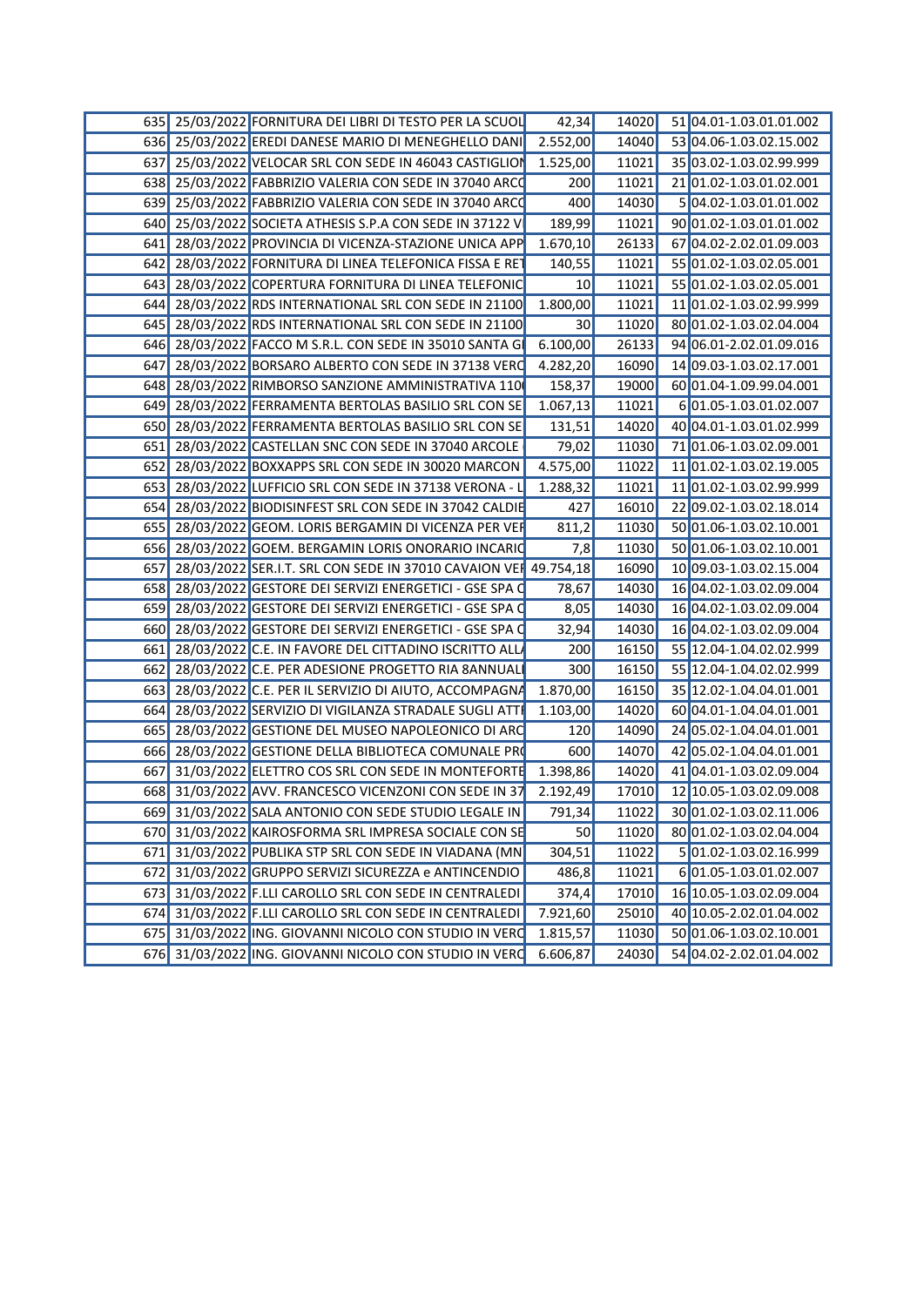| | | | | | | |
|---|---|---|---|---|---|---|
| 635 | 25/03/2022 | FORNITURA DEI LIBRI DI TESTO PER LA SCUOL | 42,34 | 14020 | 51 | 04.01-1.03.01.01.002 |
| 636 | 25/03/2022 | EREDI DANESE MARIO DI MENEGHELLO DANI | 2.552,00 | 14040 | 53 | 04.06-1.03.02.15.002 |
| 637 | 25/03/2022 | VELOCAR SRL CON SEDE IN 46043 CASTIGLION | 1.525,00 | 11021 | 35 | 03.02-1.03.02.99.999 |
| 638 | 25/03/2022 | FABBRIZIO VALERIA CON SEDE IN 37040 ARCO | 200 | 11021 | 21 | 01.02-1.03.01.02.001 |
| 639 | 25/03/2022 | FABBRIZIO VALERIA CON SEDE IN 37040 ARCO | 400 | 14030 | 5 | 04.02-1.03.01.01.002 |
| 640 | 25/03/2022 | SOCIETA ATHESIS S.P.A CON SEDE IN 37122 V | 189,99 | 11021 | 90 | 01.02-1.03.01.01.002 |
| 641 | 28/03/2022 | PROVINCIA DI VICENZA-STAZIONE UNICA APP | 1.670,10 | 26133 | 67 | 04.02-2.02.01.09.003 |
| 642 | 28/03/2022 | FORNITURA DI LINEA TELEFONICA FISSA E RET | 140,55 | 11021 | 55 | 01.02-1.03.02.05.001 |
| 643 | 28/03/2022 | COPERTURA FORNITURA DI LINEA TELEFONIC | 10 | 11021 | 55 | 01.02-1.03.02.05.001 |
| 644 | 28/03/2022 | RDS INTERNATIONAL SRL CON SEDE IN 21100 | 1.800,00 | 11021 | 11 | 01.02-1.03.02.99.999 |
| 645 | 28/03/2022 | RDS INTERNATIONAL SRL CON SEDE IN 21100 | 30 | 11020 | 80 | 01.02-1.03.02.04.004 |
| 646 | 28/03/2022 | FACCO M S.R.L. CON SEDE IN 35010 SANTA GI | 6.100,00 | 26133 | 94 | 06.01-2.02.01.09.016 |
| 647 | 28/03/2022 | BORSARO ALBERTO CON SEDE IN 37138 VERO | 4.282,20 | 16090 | 14 | 09.03-1.03.02.17.001 |
| 648 | 28/03/2022 | RIMBORSO SANZIONE AMMINISTRATIVA 110 | 158,37 | 19000 | 60 | 01.04-1.09.99.04.001 |
| 649 | 28/03/2022 | FERRAMENTA BERTOLAS BASILIO SRL CON SE | 1.067,13 | 11021 | 6 | 01.05-1.03.01.02.007 |
| 650 | 28/03/2022 | FERRAMENTA BERTOLAS BASILIO SRL CON SE | 131,51 | 14020 | 40 | 04.01-1.03.01.02.999 |
| 651 | 28/03/2022 | CASTELLAN SNC CON SEDE IN 37040 ARCOLE | 79,02 | 11030 | 71 | 01.06-1.03.02.09.001 |
| 652 | 28/03/2022 | BOXXAPPS SRL CON SEDE IN 30020 MARCON | 4.575,00 | 11022 | 11 | 01.02-1.03.02.19.005 |
| 653 | 28/03/2022 | LUFFICIO SRL CON SEDE IN 37138 VERONA - L | 1.288,32 | 11021 | 11 | 01.02-1.03.02.99.999 |
| 654 | 28/03/2022 | BIODISINFEST SRL CON SEDE IN 37042 CALDIE | 427 | 16010 | 22 | 09.02-1.03.02.18.014 |
| 655 | 28/03/2022 | GEOM. LORIS BERGAMIN DI VICENZA PER VER | 811,2 | 11030 | 50 | 01.06-1.03.02.10.001 |
| 656 | 28/03/2022 | GOEM. BERGAMIN LORIS ONORARIO INCARIC | 7,8 | 11030 | 50 | 01.06-1.03.02.10.001 |
| 657 | 28/03/2022 | SER.I.T. SRL CON SEDE IN 37010 CAVAION VER | 49.754,18 | 16090 | 10 | 09.03-1.03.02.15.004 |
| 658 | 28/03/2022 | GESTORE DEI SERVIZI ENERGETICI - GSE SPA C | 78,67 | 14030 | 16 | 04.02-1.03.02.09.004 |
| 659 | 28/03/2022 | GESTORE DEI SERVIZI ENERGETICI - GSE SPA C | 8,05 | 14030 | 16 | 04.02-1.03.02.09.004 |
| 660 | 28/03/2022 | GESTORE DEI SERVIZI ENERGETICI - GSE SPA C | 32,94 | 14030 | 16 | 04.02-1.03.02.09.004 |
| 661 | 28/03/2022 | C.E. IN FAVORE DEL CITTADINO ISCRITTO ALL | 200 | 16150 | 55 | 12.04-1.04.02.02.999 |
| 662 | 28/03/2022 | C.E. PER ADESIONE PROGETTO RIA 8ANNUALI | 300 | 16150 | 55 | 12.04-1.04.02.02.999 |
| 663 | 28/03/2022 | C.E. PER IL SERVIZIO DI AIUTO, ACCOMPAGNA | 1.870,00 | 16150 | 35 | 12.02-1.04.04.01.001 |
| 664 | 28/03/2022 | SERVIZIO DI VIGILANZA STRADALE SUGLI ATTI | 1.103,00 | 14020 | 60 | 04.01-1.04.04.01.001 |
| 665 | 28/03/2022 | GESTIONE DEL MUSEO NAPOLEONICO DI ARC | 120 | 14090 | 24 | 05.02-1.04.04.01.001 |
| 666 | 28/03/2022 | GESTIONE DELLA BIBLIOTECA COMUNALE PRO | 600 | 14070 | 42 | 05.02-1.04.04.01.001 |
| 667 | 31/03/2022 | ELETTRO COS SRL CON SEDE IN MONTEFORTE | 1.398,86 | 14020 | 41 | 04.01-1.03.02.09.004 |
| 668 | 31/03/2022 | AVV. FRANCESCO VICENZONI CON SEDE IN 37 | 2.192,49 | 17010 | 12 | 10.05-1.03.02.09.008 |
| 669 | 31/03/2022 | SALA ANTONIO CON SEDE STUDIO LEGALE IN | 791,34 | 11022 | 30 | 01.02-1.03.02.11.006 |
| 670 | 31/03/2022 | KAIROSFORMA SRL IMPRESA SOCIALE CON SE | 50 | 11020 | 80 | 01.02-1.03.02.04.004 |
| 671 | 31/03/2022 | PUBLIKA STP SRL CON SEDE IN VIADANA (MN | 304,51 | 11022 | 5 | 01.02-1.03.02.16.999 |
| 672 | 31/03/2022 | GRUPPO SERVIZI SICUREZZA e ANTINCENDIO | 486,8 | 11021 | 6 | 01.05-1.03.01.02.007 |
| 673 | 31/03/2022 | F.LLI CAROLLO SRL CON SEDE IN CENTRALEDI | 374,4 | 17010 | 16 | 10.05-1.03.02.09.004 |
| 674 | 31/03/2022 | F.LLI CAROLLO SRL CON SEDE IN CENTRALEDI | 7.921,60 | 25010 | 40 | 10.05-2.02.01.04.002 |
| 675 | 31/03/2022 | ING. GIOVANNI NICOLO CON STUDIO IN VERO | 1.815,57 | 11030 | 50 | 01.06-1.03.02.10.001 |
| 676 | 31/03/2022 | ING. GIOVANNI NICOLO CON STUDIO IN VERO | 6.606,87 | 24030 | 54 | 04.02-2.02.01.04.002 |